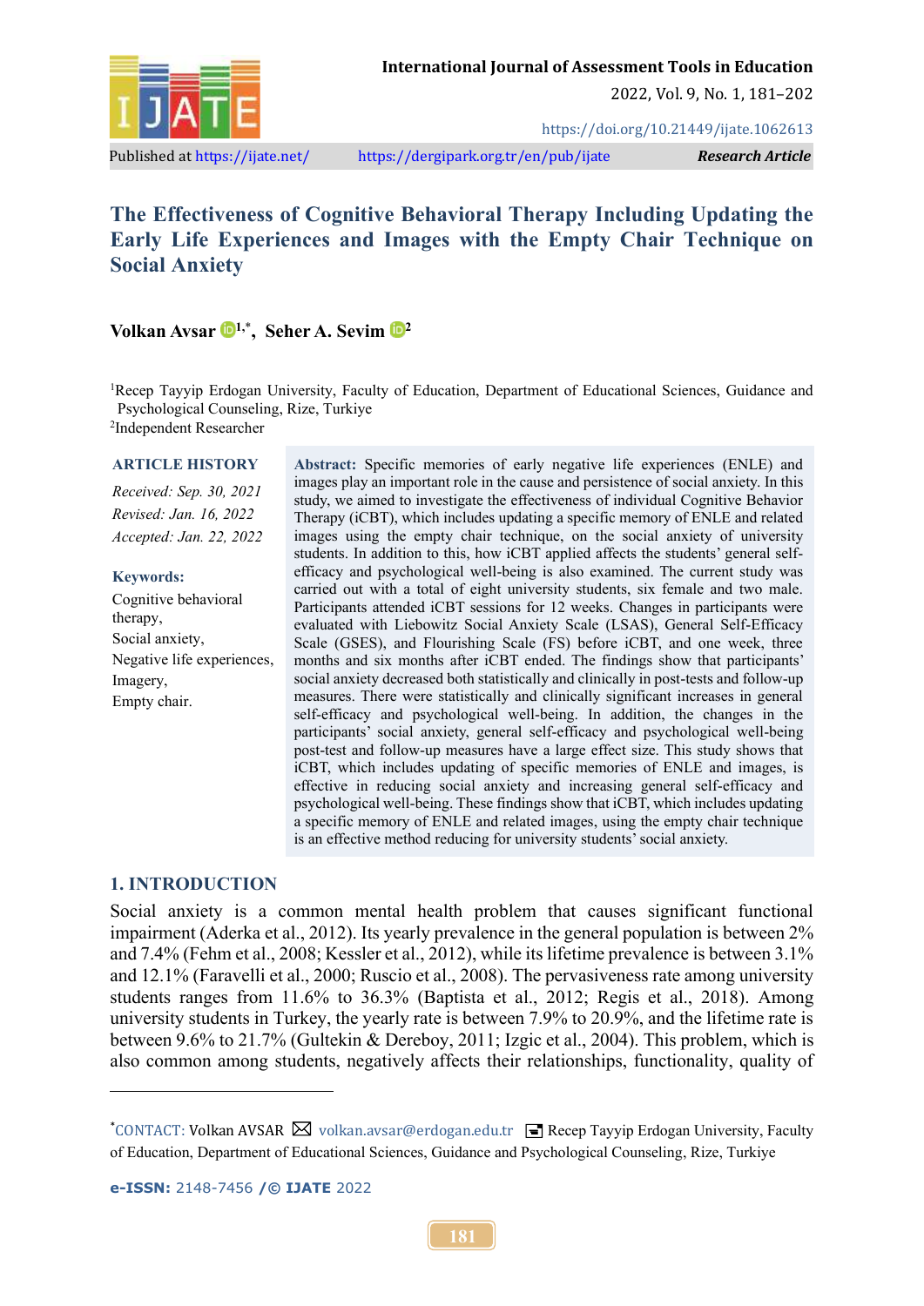# The Effectiveness of Cognitive Behavioral Therapy Including Updating the Early Life Experiences and Images with the Empty Chair Technique on Social Anxiety

**Volkan Avsar** [1,*], **Seher A. Sevim** [2]

[1]Recep Tayyip Erdogan University, Faculty of Education, Department of Educational Sciences, Guidance and Psychological Counseling, Rize, Turkiye

[2]Independent Researcher

**ARTICLE HISTORY**

*Received: Sep. 30, 2021*

*Revised: Jan. 16, 2022*

*Accepted: Jan. 22, 2022*

**Keywords:**

Cognitive behavioral therapy,

Social anxiety,

Negative life experiences,

Imagery,

Empty chair.

**Abstract:** Specific memories of early negative life experiences (ENLE) and images play an important role in the cause and persistence of social anxiety. In this study, we aimed to investigate the effectiveness of individual Cognitive Behavior Therapy (iCBT), which includes updating a specific memory of ENLE and related images using the empty chair technique, on the social anxiety of university students. In addition to this, how iCBT applied affects the students' general self-efficacy and psychological well-being is also examined. The current study was carried out with a total of eight university students, six female and two male. Participants attended iCBT sessions for 12 weeks. Changes in participants were evaluated with Liebowitz Social Anxiety Scale (LSAS), General Self-Efficacy Scale (GSES), and Flourishing Scale (FS) before iCBT, and one week, three months and six months after iCBT ended. The findings show that participants' social anxiety decreased both statistically and clinically in post-tests and follow-up measures. There were statistically and clinically significant increases in general self-efficacy and psychological well-being. In addition, the changes in the participants' social anxiety, general self-efficacy and psychological well-being post-test and follow-up measures have a large effect size. This study shows that iCBT, which includes updating of specific memories of ENLE and images, is effective in reducing social anxiety and increasing general self-efficacy and psychological well-being. These findings show that iCBT, which includes updating a specific memory of ENLE and related images, using the empty chair technique is an effective method reducing for university students' social anxiety.

## 1. INTRODUCTION

Social anxiety is a common mental health problem that causes significant functional impairment (Aderka et al., 2012). Its yearly prevalence in the general population is between 2% and 7.4% (Fehm et al., 2008; Kessler et al., 2012), while its lifetime prevalence is between 3.1% and 12.1% (Faravelli et al., 2000; Ruscio et al., 2008). The pervasiveness rate among university students ranges from 11.6% to 36.3% (Baptista et al., 2012; Regis et al., 2018). Among university students in Turkey, the yearly rate is between 7.9% to 20.9%, and the lifetime rate is between 9.6% to 21.7% (Gultekin & Dereboy, 2011; Izgic et al., 2004). This problem, which is also common among students, negatively affects their relationships, functionality, quality of

---

*CONTACT: Volkan AVSAR ✉ volkan.avsar@erdogan.edu.tr Recep Tayyip Erdogan University, Faculty of Education, Department of Educational Sciences, Guidance and Psychological Counseling, Rize, Turkiye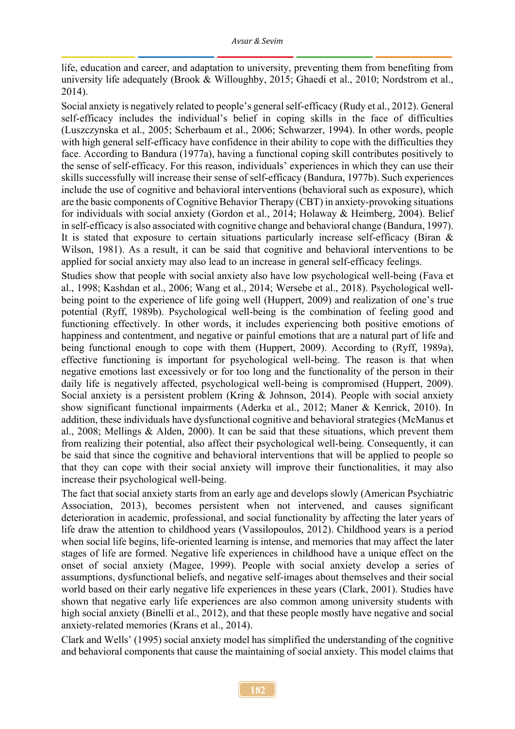life, education and career, and adaptation to university, preventing them from benefiting from university life adequately (Brook & Willoughby, 2015; Ghaedi et al., 2010; Nordstrom et al., 2014).

Social anxiety is negatively related to people's general self-efficacy (Rudy et al., 2012). General self-efficacy includes the individual's belief in coping skills in the face of difficulties (Luszczynska et al., 2005; Scherbaum et al., 2006; Schwarzer, 1994). In other words, people with high general self-efficacy have confidence in their ability to cope with the difficulties they face. According to Bandura (1977a), having a functional coping skill contributes positively to the sense of self-efficacy. For this reason, individuals' experiences in which they can use their skills successfully will increase their sense of self-efficacy (Bandura, 1977b). Such experiences include the use of cognitive and behavioral interventions (behavioral such as exposure), which are the basic components of Cognitive Behavior Therapy (CBT) in anxiety-provoking situations for individuals with social anxiety (Gordon et al., 2014; Holaway & Heimberg, 2004). Belief in self-efficacy is also associated with cognitive change and behavioral change (Bandura, 1997). It is stated that exposure to certain situations particularly increase self-efficacy (Biran & Wilson, 1981). As a result, it can be said that cognitive and behavioral interventions to be applied for social anxiety may also lead to an increase in general self-efficacy feelings.

Studies show that people with social anxiety also have low psychological well-being (Fava et al., 1998; Kashdan et al., 2006; Wang et al., 2014; Wersebe et al., 2018). Psychological well-being point to the experience of life going well (Huppert, 2009) and realization of one's true potential (Ryff, 1989b). Psychological well-being is the combination of feeling good and functioning effectively. In other words, it includes experiencing both positive emotions of happiness and contentment, and negative or painful emotions that are a natural part of life and being functional enough to cope with them (Huppert, 2009). According to (Ryff, 1989a), effective functioning is important for psychological well-being. The reason is that when negative emotions last excessively or for too long and the functionality of the person in their daily life is negatively affected, psychological well-being is compromised (Huppert, 2009). Social anxiety is a persistent problem (Kring & Johnson, 2014). People with social anxiety show significant functional impairments (Aderka et al., 2012; Maner & Kenrick, 2010). In addition, these individuals have dysfunctional cognitive and behavioral strategies (McManus et al., 2008; Mellings & Alden, 2000). It can be said that these situations, which prevent them from realizing their potential, also affect their psychological well-being. Consequently, it can be said that since the cognitive and behavioral interventions that will be applied to people so that they can cope with their social anxiety will improve their functionalities, it may also increase their psychological well-being.

The fact that social anxiety starts from an early age and develops slowly (American Psychiatric Association, 2013), becomes persistent when not intervened, and causes significant deterioration in academic, professional, and social functionality by affecting the later years of life draw the attention to childhood years (Vassilopoulos, 2012). Childhood years is a period when social life begins, life-oriented learning is intense, and memories that may affect the later stages of life are formed. Negative life experiences in childhood have a unique effect on the onset of social anxiety (Magee, 1999). People with social anxiety develop a series of assumptions, dysfunctional beliefs, and negative self-images about themselves and their social world based on their early negative life experiences in these years (Clark, 2001). Studies have shown that negative early life experiences are also common among university students with high social anxiety (Binelli et al., 2012), and that these people mostly have negative and social anxiety-related memories (Krans et al., 2014).

Clark and Wells' (1995) social anxiety model has simplified the understanding of the cognitive and behavioral components that cause the maintaining of social anxiety. This model claims that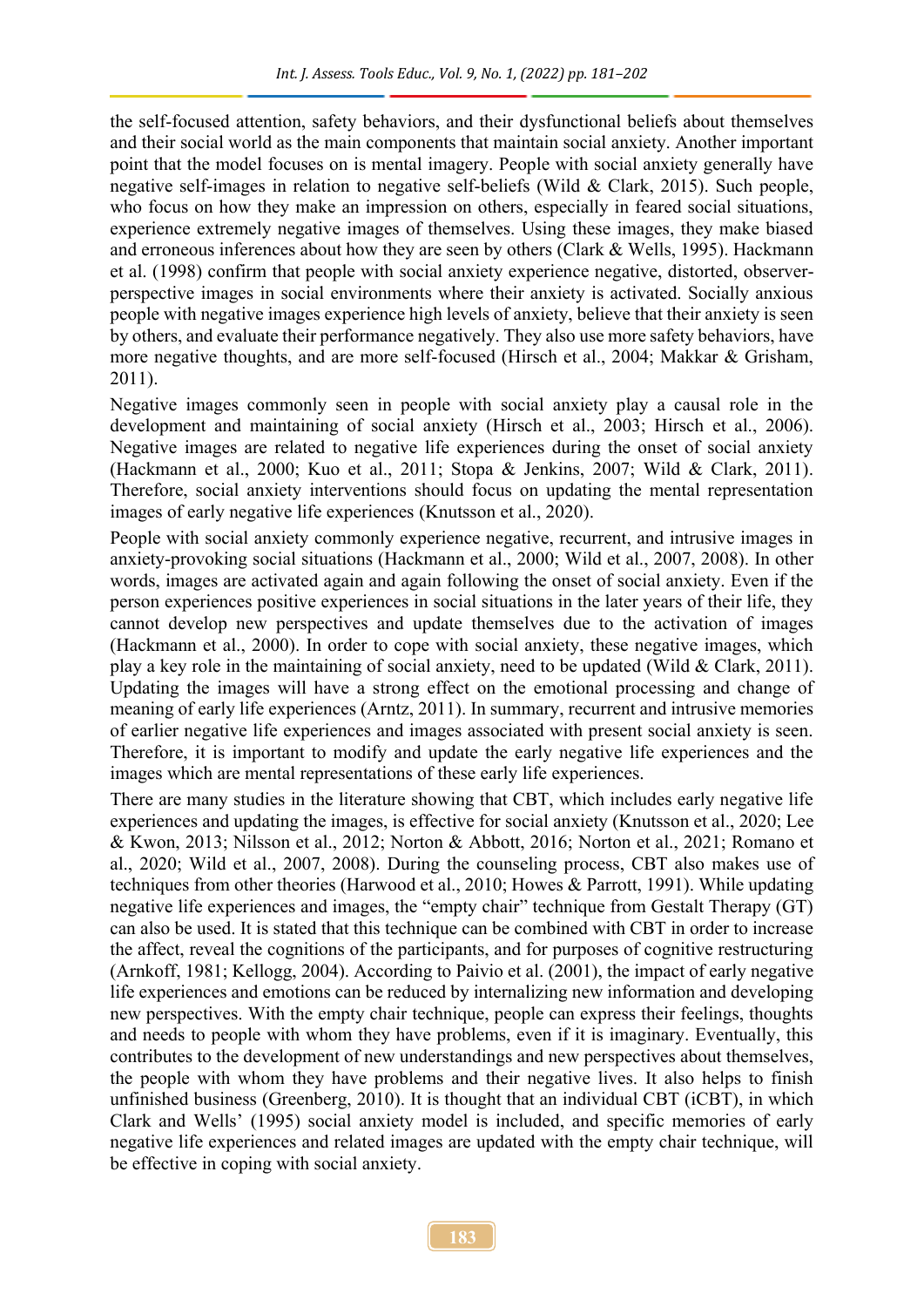the self-focused attention, safety behaviors, and their dysfunctional beliefs about themselves and their social world as the main components that maintain social anxiety. Another important point that the model focuses on is mental imagery. People with social anxiety generally have negative self-images in relation to negative self-beliefs (Wild & Clark, 2015). Such people, who focus on how they make an impression on others, especially in feared social situations, experience extremely negative images of themselves. Using these images, they make biased and erroneous inferences about how they are seen by others (Clark & Wells, 1995). Hackmann et al. (1998) confirm that people with social anxiety experience negative, distorted, observer-perspective images in social environments where their anxiety is activated. Socially anxious people with negative images experience high levels of anxiety, believe that their anxiety is seen by others, and evaluate their performance negatively. They also use more safety behaviors, have more negative thoughts, and are more self-focused (Hirsch et al., 2004; Makkar & Grisham, 2011).

Negative images commonly seen in people with social anxiety play a causal role in the development and maintaining of social anxiety (Hirsch et al., 2003; Hirsch et al., 2006). Negative images are related to negative life experiences during the onset of social anxiety (Hackmann et al., 2000; Kuo et al., 2011; Stopa & Jenkins, 2007; Wild & Clark, 2011). Therefore, social anxiety interventions should focus on updating the mental representation images of early negative life experiences (Knutsson et al., 2020).

People with social anxiety commonly experience negative, recurrent, and intrusive images in anxiety-provoking social situations (Hackmann et al., 2000; Wild et al., 2007, 2008). In other words, images are activated again and again following the onset of social anxiety. Even if the person experiences positive experiences in social situations in the later years of their life, they cannot develop new perspectives and update themselves due to the activation of images (Hackmann et al., 2000). In order to cope with social anxiety, these negative images, which play a key role in the maintaining of social anxiety, need to be updated (Wild & Clark, 2011). Updating the images will have a strong effect on the emotional processing and change of meaning of early life experiences (Arntz, 2011). In summary, recurrent and intrusive memories of earlier negative life experiences and images associated with present social anxiety is seen. Therefore, it is important to modify and update the early negative life experiences and the images which are mental representations of these early life experiences.

There are many studies in the literature showing that CBT, which includes early negative life experiences and updating the images, is effective for social anxiety (Knutsson et al., 2020; Lee & Kwon, 2013; Nilsson et al., 2012; Norton & Abbott, 2016; Norton et al., 2021; Romano et al., 2020; Wild et al., 2007, 2008). During the counseling process, CBT also makes use of techniques from other theories (Harwood et al., 2010; Howes & Parrott, 1991). While updating negative life experiences and images, the "empty chair" technique from Gestalt Therapy (GT) can also be used. It is stated that this technique can be combined with CBT in order to increase the affect, reveal the cognitions of the participants, and for purposes of cognitive restructuring (Arnkoff, 1981; Kellogg, 2004). According to Paivio et al. (2001), the impact of early negative life experiences and emotions can be reduced by internalizing new information and developing new perspectives. With the empty chair technique, people can express their feelings, thoughts and needs to people with whom they have problems, even if it is imaginary. Eventually, this contributes to the development of new understandings and new perspectives about themselves, the people with whom they have problems and their negative lives. It also helps to finish unfinished business (Greenberg, 2010). It is thought that an individual CBT (iCBT), in which Clark and Wells' (1995) social anxiety model is included, and specific memories of early negative life experiences and related images are updated with the empty chair technique, will be effective in coping with social anxiety.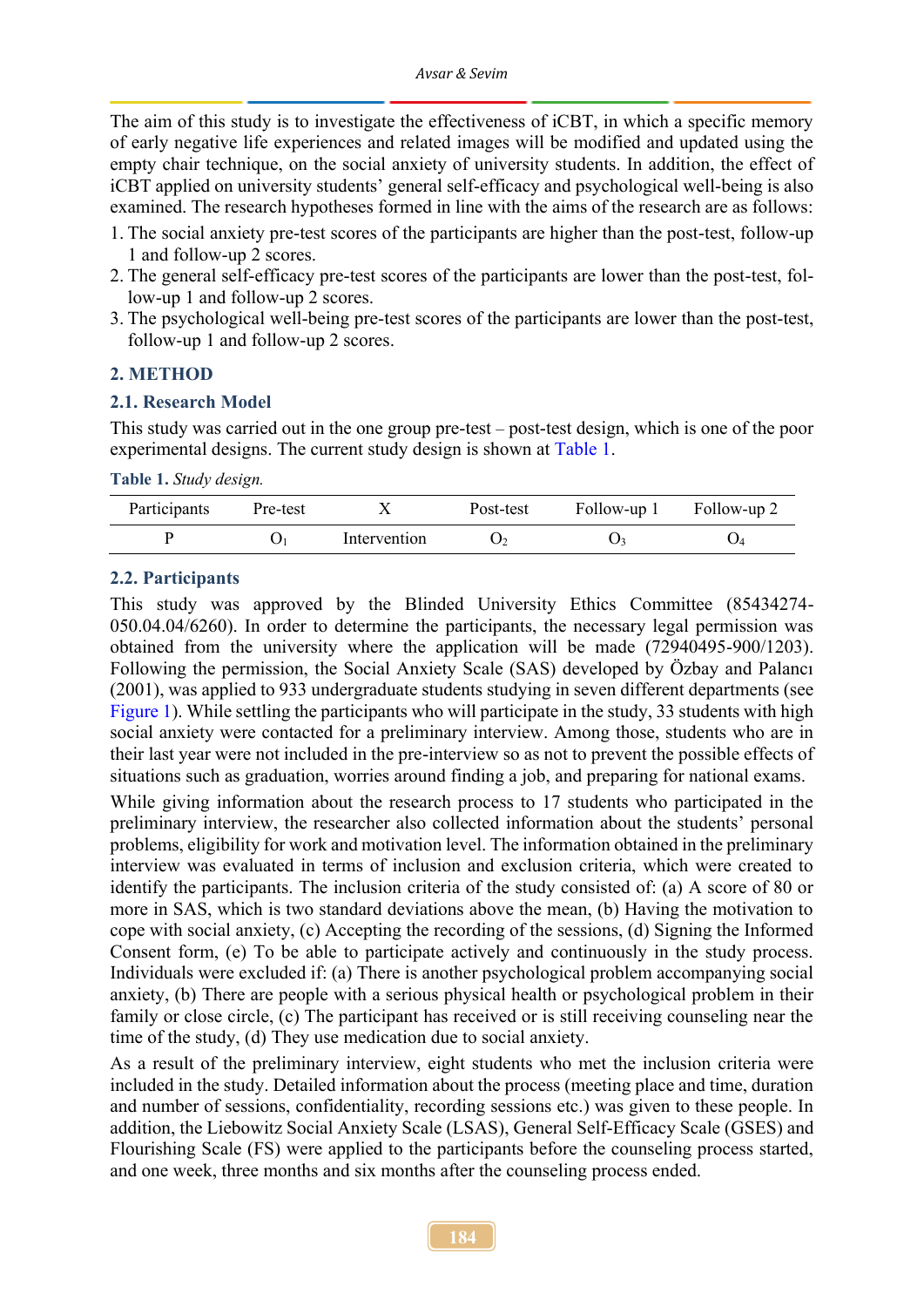The aim of this study is to investigate the effectiveness of iCBT, in which a specific memory of early negative life experiences and related images will be modified and updated using the empty chair technique, on the social anxiety of university students. In addition, the effect of iCBT applied on university students' general self-efficacy and psychological well-being is also examined. The research hypotheses formed in line with the aims of the research are as follows:

1. The social anxiety pre-test scores of the participants are higher than the post-test, follow-up 1 and follow-up 2 scores.
2. The general self-efficacy pre-test scores of the participants are lower than the post-test, follow-up 1 and follow-up 2 scores.
3. The psychological well-being pre-test scores of the participants are lower than the post-test, follow-up 1 and follow-up 2 scores.

## 2. METHOD

### 2.1. Research Model

This study was carried out in the one group pre-test – post-test design, which is one of the poor experimental designs. The current study design is shown at Table 1.

**Table 1.** *Study design.*

| Participants | Pre-test | X | Post-test | Follow-up 1 | Follow-up 2 |
|---|---|---|---|---|---|
| P | $O_1$ | Intervention | $O_2$ | $O_3$ | $O_4$ |

### 2.2. Participants

This study was approved by the Blinded University Ethics Committee (85434274-050.04.04/6260). In order to determine the participants, the necessary legal permission was obtained from the university where the application will be made (72940495-900/1203). Following the permission, the Social Anxiety Scale (SAS) developed by Özbay and Palancı (2001), was applied to 933 undergraduate students studying in seven different departments (see Figure 1). While settling the participants who will participate in the study, 33 students with high social anxiety were contacted for a preliminary interview. Among those, students who are in their last year were not included in the pre-interview so as not to prevent the possible effects of situations such as graduation, worries around finding a job, and preparing for national exams.

While giving information about the research process to 17 students who participated in the preliminary interview, the researcher also collected information about the students' personal problems, eligibility for work and motivation level. The information obtained in the preliminary interview was evaluated in terms of inclusion and exclusion criteria, which were created to identify the participants. The inclusion criteria of the study consisted of: (a) A score of 80 or more in SAS, which is two standard deviations above the mean, (b) Having the motivation to cope with social anxiety, (c) Accepting the recording of the sessions, (d) Signing the Informed Consent form, (e) To be able to participate actively and continuously in the study process. Individuals were excluded if: (a) There is another psychological problem accompanying social anxiety, (b) There are people with a serious physical health or psychological problem in their family or close circle, (c) The participant has received or is still receiving counseling near the time of the study, (d) They use medication due to social anxiety.

As a result of the preliminary interview, eight students who met the inclusion criteria were included in the study. Detailed information about the process (meeting place and time, duration and number of sessions, confidentiality, recording sessions etc.) was given to these people. In addition, the Liebowitz Social Anxiety Scale (LSAS), General Self-Efficacy Scale (GSES) and Flourishing Scale (FS) were applied to the participants before the counseling process started, and one week, three months and six months after the counseling process ended.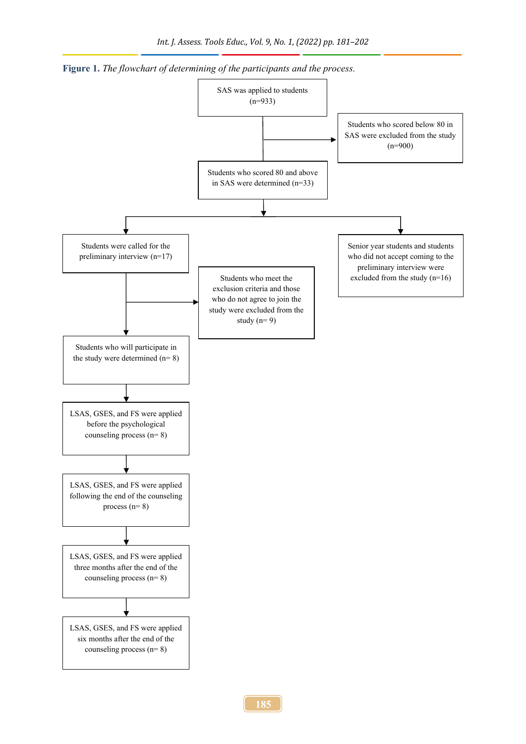**Figure 1.** *The flowchart of determining of the participants and the process.*

SAS was applied to students (n=933)

Students who scored below 80 in SAS were excluded from the study (n=900)

Students who scored 80 and above in SAS were determined (n=33)

Students were called for the preliminary interview (n=17)

Senior year students and students who did not accept coming to the preliminary interview were excluded from the study (n=16)

Students who meet the exclusion criteria and those who do not agree to join the study were excluded from the study (n= 9)

Students who will participate in the study were determined (n= 8)

LSAS, GSES, and FS were applied before the psychological counseling process (n= 8)

LSAS, GSES, and FS were applied following the end of the counseling process (n= 8)

LSAS, GSES, and FS were applied three months after the end of the counseling process (n= 8)

LSAS, GSES, and FS were applied six months after the end of the counseling process (n= 8)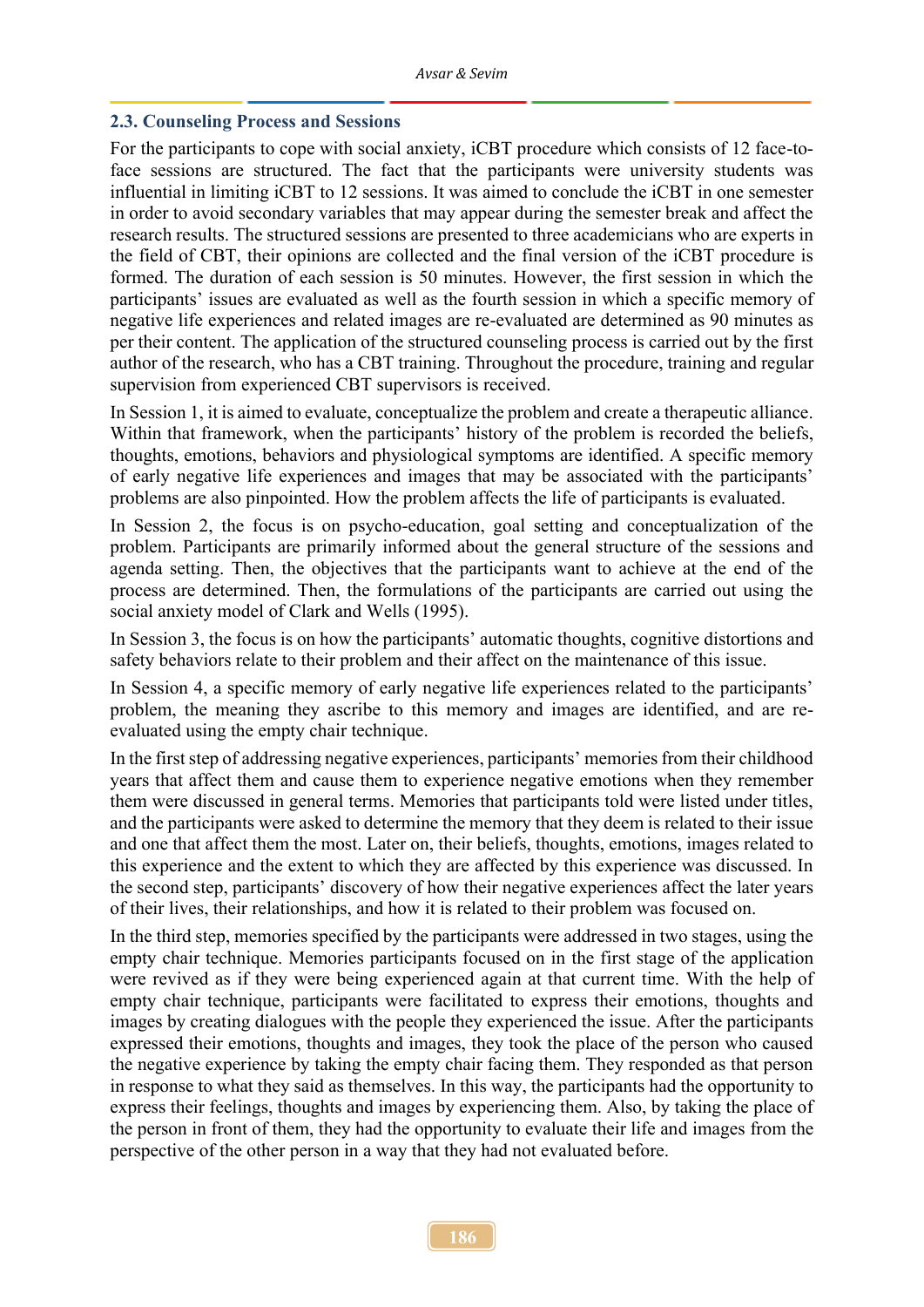### 2.3. Counseling Process and Sessions

For the participants to cope with social anxiety, iCBT procedure which consists of 12 face-to-face sessions are structured. The fact that the participants were university students was influential in limiting iCBT to 12 sessions. It was aimed to conclude the iCBT in one semester in order to avoid secondary variables that may appear during the semester break and affect the research results. The structured sessions are presented to three academicians who are experts in the field of CBT, their opinions are collected and the final version of the iCBT procedure is formed. The duration of each session is 50 minutes. However, the first session in which the participants' issues are evaluated as well as the fourth session in which a specific memory of negative life experiences and related images are re-evaluated are determined as 90 minutes as per their content. The application of the structured counseling process is carried out by the first author of the research, who has a CBT training. Throughout the procedure, training and regular supervision from experienced CBT supervisors is received.

In Session 1, it is aimed to evaluate, conceptualize the problem and create a therapeutic alliance. Within that framework, when the participants' history of the problem is recorded the beliefs, thoughts, emotions, behaviors and physiological symptoms are identified. A specific memory of early negative life experiences and images that may be associated with the participants' problems are also pinpointed. How the problem affects the life of participants is evaluated.

In Session 2, the focus is on psycho-education, goal setting and conceptualization of the problem. Participants are primarily informed about the general structure of the sessions and agenda setting. Then, the objectives that the participants want to achieve at the end of the process are determined. Then, the formulations of the participants are carried out using the social anxiety model of Clark and Wells (1995).

In Session 3, the focus is on how the participants' automatic thoughts, cognitive distortions and safety behaviors relate to their problem and their affect on the maintenance of this issue.

In Session 4, a specific memory of early negative life experiences related to the participants' problem, the meaning they ascribe to this memory and images are identified, and are re-evaluated using the empty chair technique.

In the first step of addressing negative experiences, participants' memories from their childhood years that affect them and cause them to experience negative emotions when they remember them were discussed in general terms. Memories that participants told were listed under titles, and the participants were asked to determine the memory that they deem is related to their issue and one that affect them the most. Later on, their beliefs, thoughts, emotions, images related to this experience and the extent to which they are affected by this experience was discussed. In the second step, participants' discovery of how their negative experiences affect the later years of their lives, their relationships, and how it is related to their problem was focused on.

In the third step, memories specified by the participants were addressed in two stages, using the empty chair technique. Memories participants focused on in the first stage of the application were revived as if they were being experienced again at that current time. With the help of empty chair technique, participants were facilitated to express their emotions, thoughts and images by creating dialogues with the people they experienced the issue. After the participants expressed their emotions, thoughts and images, they took the place of the person who caused the negative experience by taking the empty chair facing them. They responded as that person in response to what they said as themselves. In this way, the participants had the opportunity to express their feelings, thoughts and images by experiencing them. Also, by taking the place of the person in front of them, they had the opportunity to evaluate their life and images from the perspective of the other person in a way that they had not evaluated before.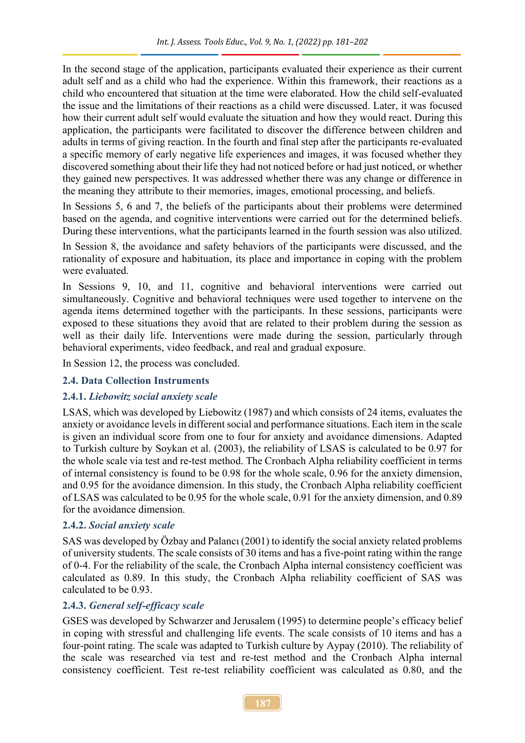In the second stage of the application, participants evaluated their experience as their current adult self and as a child who had the experience. Within this framework, their reactions as a child who encountered that situation at the time were elaborated. How the child self-evaluated the issue and the limitations of their reactions as a child were discussed. Later, it was focused how their current adult self would evaluate the situation and how they would react. During this application, the participants were facilitated to discover the difference between children and adults in terms of giving reaction. In the fourth and final step after the participants re-evaluated a specific memory of early negative life experiences and images, it was focused whether they discovered something about their life they had not noticed before or had just noticed, or whether they gained new perspectives. It was addressed whether there was any change or difference in the meaning they attribute to their memories, images, emotional processing, and beliefs.

In Sessions 5, 6 and 7, the beliefs of the participants about their problems were determined based on the agenda, and cognitive interventions were carried out for the determined beliefs. During these interventions, what the participants learned in the fourth session was also utilized.

In Session 8, the avoidance and safety behaviors of the participants were discussed, and the rationality of exposure and habituation, its place and importance in coping with the problem were evaluated.

In Sessions 9, 10, and 11, cognitive and behavioral interventions were carried out simultaneously. Cognitive and behavioral techniques were used together to intervene on the agenda items determined together with the participants. In these sessions, participants were exposed to these situations they avoid that are related to their problem during the session as well as their daily life. Interventions were made during the session, particularly through behavioral experiments, video feedback, and real and gradual exposure.

In Session 12, the process was concluded.

### 2.4. Data Collection Instruments

#### 2.4.1. *Liebowitz social anxiety scale*

LSAS, which was developed by Liebowitz (1987) and which consists of 24 items, evaluates the anxiety or avoidance levels in different social and performance situations. Each item in the scale is given an individual score from one to four for anxiety and avoidance dimensions. Adapted to Turkish culture by Soykan et al. (2003), the reliability of LSAS is calculated to be 0.97 for the whole scale via test and re-test method. The Cronbach Alpha reliability coefficient in terms of internal consistency is found to be 0.98 for the whole scale, 0.96 for the anxiety dimension, and 0.95 for the avoidance dimension. In this study, the Cronbach Alpha reliability coefficient of LSAS was calculated to be 0.95 for the whole scale, 0.91 for the anxiety dimension, and 0.89 for the avoidance dimension.

#### 2.4.2. *Social anxiety scale*

SAS was developed by Özbay and Palancı (2001) to identify the social anxiety related problems of university students. The scale consists of 30 items and has a five-point rating within the range of 0-4. For the reliability of the scale, the Cronbach Alpha internal consistency coefficient was calculated as 0.89. In this study, the Cronbach Alpha reliability coefficient of SAS was calculated to be 0.93.

#### 2.4.3. *General self-efficacy scale*

GSES was developed by Schwarzer and Jerusalem (1995) to determine people's efficacy belief in coping with stressful and challenging life events. The scale consists of 10 items and has a four-point rating. The scale was adapted to Turkish culture by Aypay (2010). The reliability of the scale was researched via test and re-test method and the Cronbach Alpha internal consistency coefficient. Test re-test reliability coefficient was calculated as 0.80, and the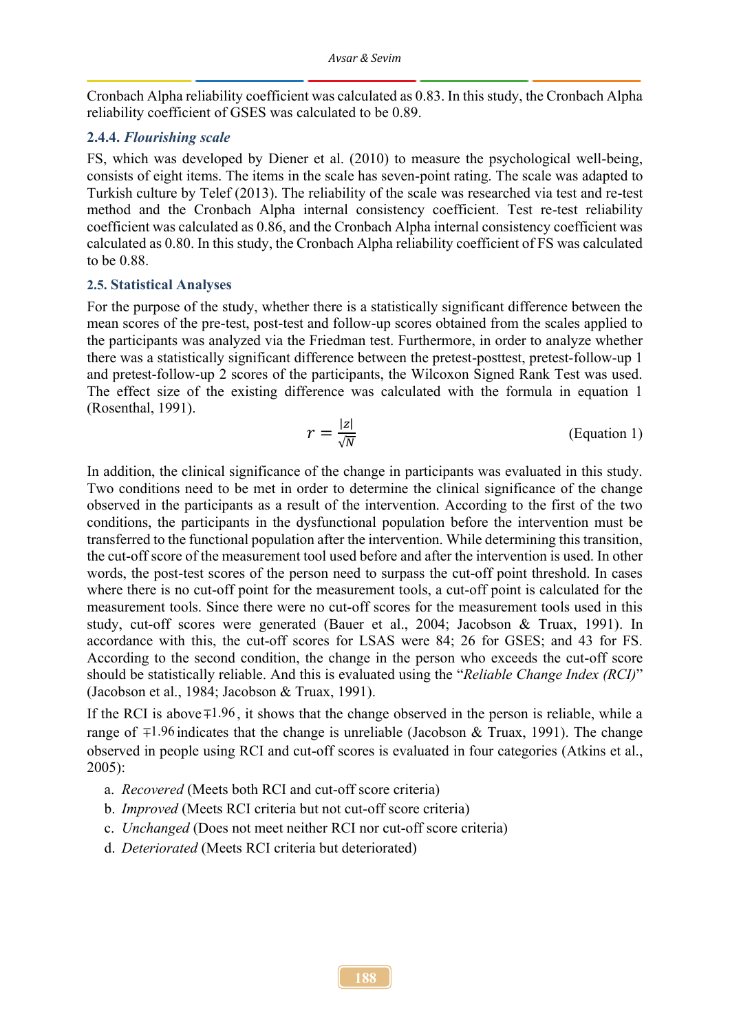Cronbach Alpha reliability coefficient was calculated as 0.83. In this study, the Cronbach Alpha reliability coefficient of GSES was calculated to be 0.89.

#### 2.4.4. *Flourishing scale*

FS, which was developed by Diener et al. (2010) to measure the psychological well-being, consists of eight items. The items in the scale has seven-point rating. The scale was adapted to Turkish culture by Telef (2013). The reliability of the scale was researched via test and re-test method and the Cronbach Alpha internal consistency coefficient. Test re-test reliability coefficient was calculated as 0.86, and the Cronbach Alpha internal consistency coefficient was calculated as 0.80. In this study, the Cronbach Alpha reliability coefficient of FS was calculated to be 0.88.

### 2.5. Statistical Analyses

For the purpose of the study, whether there is a statistically significant difference between the mean scores of the pre-test, post-test and follow-up scores obtained from the scales applied to the participants was analyzed via the Friedman test. Furthermore, in order to analyze whether there was a statistically significant difference between the pretest-posttest, pretest-follow-up 1 and pretest-follow-up 2 scores of the participants, the Wilcoxon Signed Rank Test was used. The effect size of the existing difference was calculated with the formula in equation 1 (Rosenthal, 1991).

$$r = \frac{|z|}{\sqrt{N}} \qquad \text{(Equation 1)}$$

In addition, the clinical significance of the change in participants was evaluated in this study. Two conditions need to be met in order to determine the clinical significance of the change observed in the participants as a result of the intervention. According to the first of the two conditions, the participants in the dysfunctional population before the intervention must be transferred to the functional population after the intervention. While determining this transition, the cut-off score of the measurement tool used before and after the intervention is used. In other words, the post-test scores of the person need to surpass the cut-off point threshold. In cases where there is no cut-off point for the measurement tools, a cut-off point is calculated for the measurement tools. Since there were no cut-off scores for the measurement tools used in this study, cut-off scores were generated (Bauer et al., 2004; Jacobson & Truax, 1991). In accordance with this, the cut-off scores for LSAS were 84; 26 for GSES; and 43 for FS. According to the second condition, the change in the person who exceeds the cut-off score should be statistically reliable. And this is evaluated using the "*Reliable Change Index (RCI)*" (Jacobson et al., 1984; Jacobson & Truax, 1991).

If the RCI is above $\mp 1.96$, it shows that the change observed in the person is reliable, while a range of $\mp 1.96$ indicates that the change is unreliable (Jacobson & Truax, 1991). The change observed in people using RCI and cut-off scores is evaluated in four categories (Atkins et al., 2005):

a. *Recovered* (Meets both RCI and cut-off score criteria)
b. *Improved* (Meets RCI criteria but not cut-off score criteria)
c. *Unchanged* (Does not meet neither RCI nor cut-off score criteria)
d. *Deteriorated* (Meets RCI criteria but deteriorated)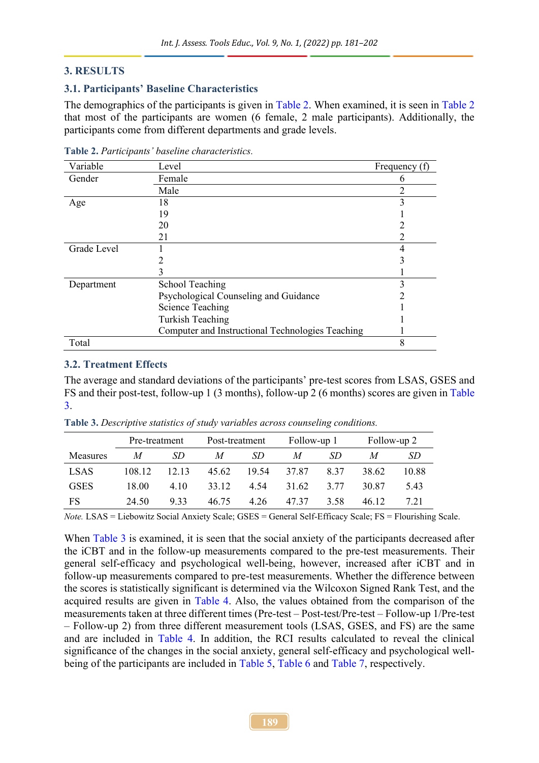## 3. RESULTS

### 3.1. Participants' Baseline Characteristics

The demographics of the participants is given in Table 2. When examined, it is seen in Table 2 that most of the participants are women (6 female, 2 male participants). Additionally, the participants come from different departments and grade levels.

**Table 2.** *Participants' baseline characteristics.*

| Variable | Level | Frequency (f) |
|---|---|---|
| Gender | Female | 6 |
| | Male | 2 |
| Age | 18 | 3 |
| | 19 | 1 |
| | 20 | 2 |
| | 21 | 2 |
| Grade Level | 1 | 4 |
| | 2 | 3 |
| | 3 | 1 |
| Department | School Teaching | 3 |
| | Psychological Counseling and Guidance | 2 |
| | Science Teaching | 1 |
| | Turkish Teaching | 1 |
| | Computer and Instructional Technologies Teaching | 1 |
| Total | | 8 |

### 3.2. Treatment Effects

The average and standard deviations of the participants' pre-test scores from LSAS, GSES and FS and their post-test, follow-up 1 (3 months), follow-up 2 (6 months) scores are given in Table 3.

**Table 3.** *Descriptive statistics of study variables across counseling conditions.*

| | Pre-treatment | | Post-treatment | | Follow-up 1 | | Follow-up 2 | |
|---|---|---|---|---|---|---|---|---|
| Measures | *M* | *SD* | *M* | *SD* | *M* | *SD* | *M* | *SD* |
| LSAS | 108.12 | 12.13 | 45.62 | 19.54 | 37.87 | 8.37 | 38.62 | 10.88 |
| GSES | 18.00 | 4.10 | 33.12 | 4.54 | 31.62 | 3.77 | 30.87 | 5.43 |
| FS | 24.50 | 9.33 | 46.75 | 4.26 | 47.37 | 3.58 | 46.12 | 7.21 |

*Note.* LSAS = Liebowitz Social Anxiety Scale; GSES = General Self-Efficacy Scale; FS = Flourishing Scale.

When Table 3 is examined, it is seen that the social anxiety of the participants decreased after the iCBT and in the follow-up measurements compared to the pre-test measurements. Their general self-efficacy and psychological well-being, however, increased after iCBT and in follow-up measurements compared to pre-test measurements. Whether the difference between the scores is statistically significant is determined via the Wilcoxon Signed Rank Test, and the acquired results are given in Table 4. Also, the values obtained from the comparison of the measurements taken at three different times (Pre-test – Post-test/Pre-test – Follow-up 1/Pre-test – Follow-up 2) from three different measurement tools (LSAS, GSES, and FS) are the same and are included in Table 4. In addition, the RCI results calculated to reveal the clinical significance of the changes in the social anxiety, general self-efficacy and psychological well-being of the participants are included in Table 5, Table 6 and Table 7, respectively.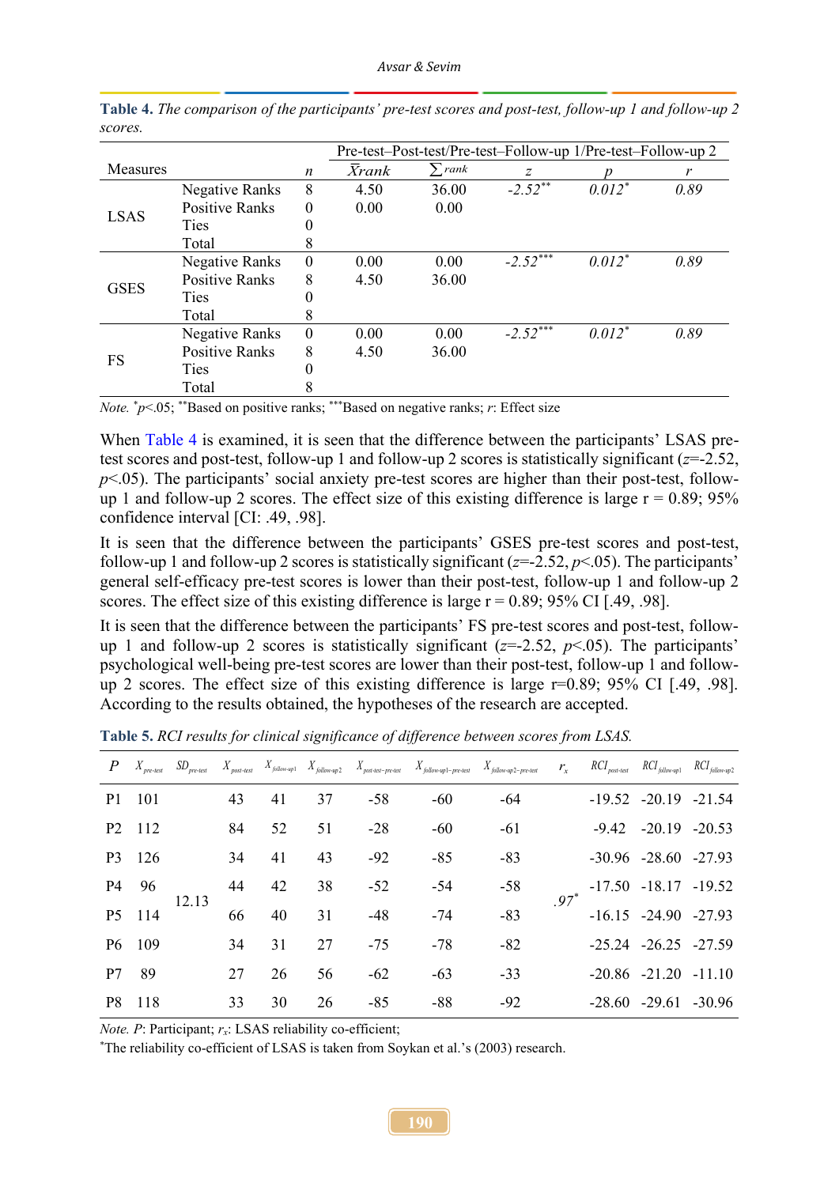**Table 4.** *The comparison of the participants' pre-test scores and post-test, follow-up 1 and follow-up 2 scores.*

| Measures | | $n$ | Pre-test–Post-test/Pre-test–Follow-up 1/Pre-test–Follow-up 2 $\bar{X}rank$ | $\sum rank$ | $z$ | $p$ | $r$ |
|---|---|---|---|---|---|---|---|
| LSAS | Negative Ranks | 8 | 4.50 | 36.00 | *-2.52*[**] | *0.012*[*] | *0.89* |
| | Positive Ranks | 0 | 0.00 | 0.00 | | | |
| | Ties | 0 | | | | | |
| | Total | 8 | | | | | |
| GSES | Negative Ranks | 0 | 0.00 | 0.00 | *-2.52*[***] | *0.012*[*] | *0.89* |
| | Positive Ranks | 8 | 4.50 | 36.00 | | | |
| | Ties | 0 | | | | | |
| | Total | 8 | | | | | |
| FS | Negative Ranks | 0 | 0.00 | 0.00 | *-2.52*[***] | *0.012*[*] | *0.89* |
| | Positive Ranks | 8 | 4.50 | 36.00 | | | |
| | Ties | 0 | | | | | |
| | Total | 8 | | | | | |

*Note.* [*]$p<.05$; [**]Based on positive ranks; [***]Based on negative ranks; $r$: Effect size

When Table 4 is examined, it is seen that the difference between the participants' LSAS pre-test scores and post-test, follow-up 1 and follow-up 2 scores is statistically significant ($z$=-2.52, $p<.05$). The participants' social anxiety pre-test scores are higher than their post-test, follow-up 1 and follow-up 2 scores. The effect size of this existing difference is large r = 0.89; 95% confidence interval [CI: .49, .98].

It is seen that the difference between the participants' GSES pre-test scores and post-test, follow-up 1 and follow-up 2 scores is statistically significant ($z$=-2.52, $p<.05$). The participants' general self-efficacy pre-test scores is lower than their post-test, follow-up 1 and follow-up 2 scores. The effect size of this existing difference is large r = 0.89; 95% CI [.49, .98].

It is seen that the difference between the participants' FS pre-test scores and post-test, follow-up 1 and follow-up 2 scores is statistically significant ($z$=-2.52, $p<.05$). The participants' psychological well-being pre-test scores are lower than their post-test, follow-up 1 and follow-up 2 scores. The effect size of this existing difference is large r=0.89; 95% CI [.49, .98]. According to the results obtained, the hypotheses of the research are accepted.

**Table 5.** *RCI results for clinical significance of difference between scores from LSAS.*

| $P$ | $X_{pre\text{-}test}$ | $SD_{pre\text{-}test}$ | $X_{post\text{-}test}$ | $X_{follow\text{-}up1}$ | $X_{follow\text{-}up2}$ | $X_{post\text{-}test-pre\text{-}test}$ | $X_{follow\text{-}up1-pre\text{-}test}$ | $X_{follow\text{-}up2-pre\text{-}test}$ | $r_x$ | $RCI_{post\text{-}test}$ | $RCI_{follow\text{-}up1}$ | $RCI_{follow\text{-}up2}$ |
|---|---|---|---|---|---|---|---|---|---|---|---|---|
| P1 | 101 | 12.13 | 43 | 41 | 37 | -58 | -60 | -64 | .97[*] | -19.52 | -20.19 | -21.54 |
| P2 | 112 | | 84 | 52 | 51 | -28 | -60 | -61 | | -9.42 | -20.19 | -20.53 |
| P3 | 126 | | 34 | 41 | 43 | -92 | -85 | -83 | | -30.96 | -28.60 | -27.93 |
| P4 | 96 | | 44 | 42 | 38 | -52 | -54 | -58 | | -17.50 | -18.17 | -19.52 |
| P5 | 114 | | 66 | 40 | 31 | -48 | -74 | -83 | | -16.15 | -24.90 | -27.93 |
| P6 | 109 | | 34 | 31 | 27 | -75 | -78 | -82 | | -25.24 | -26.25 | -27.59 |
| P7 | 89 | | 27 | 26 | 56 | -62 | -63 | -33 | | -20.86 | -21.20 | -11.10 |
| P8 | 118 | | 33 | 30 | 26 | -85 | -88 | -92 | | -28.60 | -29.61 | -30.96 |

*Note.* $P$: Participant; $r_x$: LSAS reliability co-efficient;

[*]The reliability co-efficient of LSAS is taken from Soykan et al.'s (2003) research.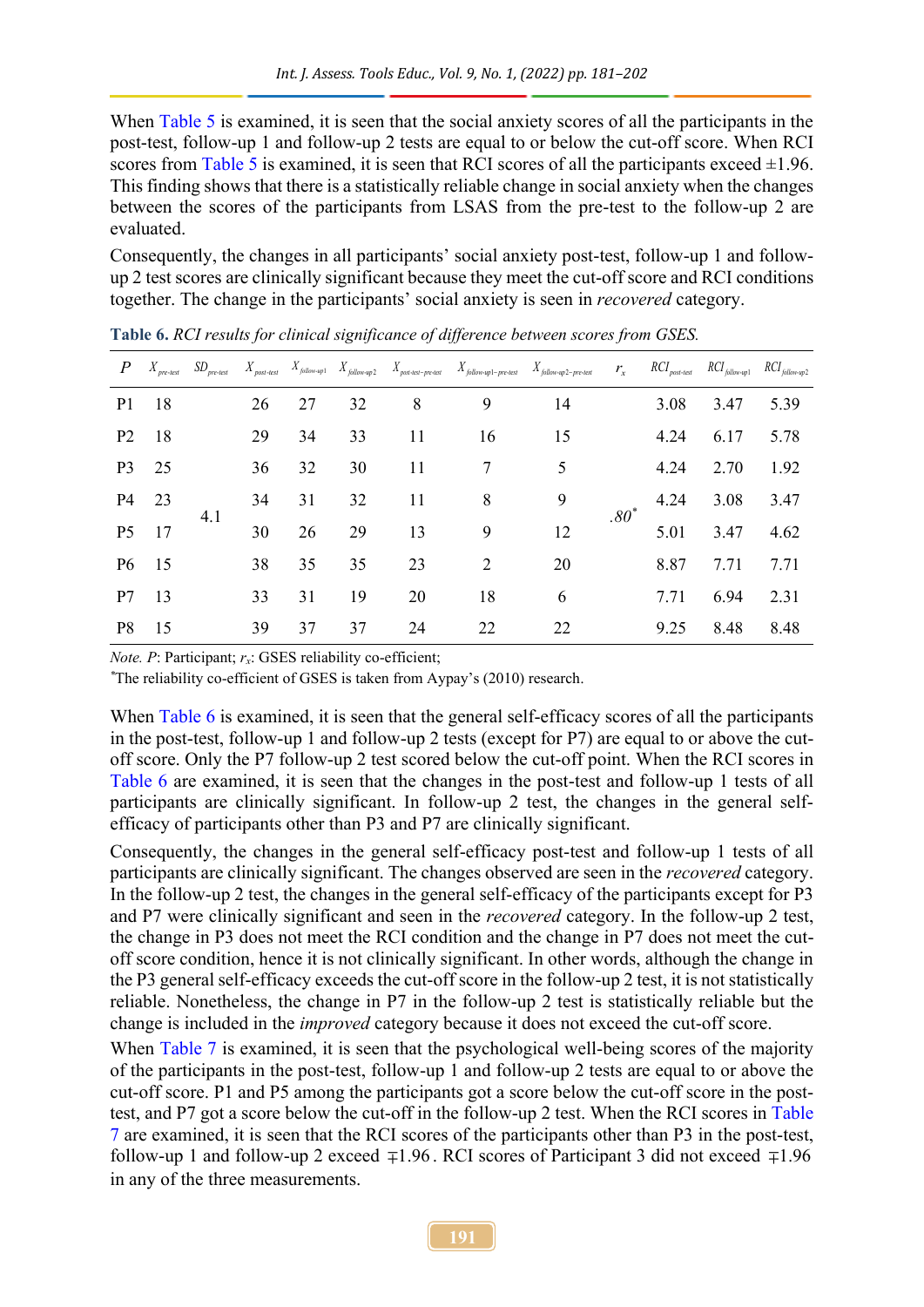When Table 5 is examined, it is seen that the social anxiety scores of all the participants in the post-test, follow-up 1 and follow-up 2 tests are equal to or below the cut-off score. When RCI scores from Table 5 is examined, it is seen that RCI scores of all the participants exceed ±1.96. This finding shows that there is a statistically reliable change in social anxiety when the changes between the scores of the participants from LSAS from the pre-test to the follow-up 2 are evaluated.

Consequently, the changes in all participants' social anxiety post-test, follow-up 1 and follow-up 2 test scores are clinically significant because they meet the cut-off score and RCI conditions together. The change in the participants' social anxiety is seen in *recovered* category.

**Table 6.** *RCI results for clinical significance of difference between scores from GSES.*

| $P$ | $X_{pre\text{-}test}$ | $SD_{pre\text{-}test}$ | $X_{post\text{-}test}$ | $X_{follow\text{-}up1}$ | $X_{follow\text{-}up2}$ | $X_{post\text{-}test-pre\text{-}test}$ | $X_{follow\text{-}up1-pre\text{-}test}$ | $X_{follow\text{-}up2-pre\text{-}test}$ | $r_x$ | $RCI_{post\text{-}test}$ | $RCI_{follow\text{-}up1}$ | $RCI_{follow\text{-}up2}$ |
|---|---|---|---|---|---|---|---|---|---|---|---|---|
| P1 | 18 | 4.1 | 26 | 27 | 32 | 8 | 9 | 14 | .80* | 3.08 | 3.47 | 5.39 |
| P2 | 18 | | 29 | 34 | 33 | 11 | 16 | 15 | | 4.24 | 6.17 | 5.78 |
| P3 | 25 | | 36 | 32 | 30 | 11 | 7 | 5 | | 4.24 | 2.70 | 1.92 |
| P4 | 23 | | 34 | 31 | 32 | 11 | 8 | 9 | | 4.24 | 3.08 | 3.47 |
| P5 | 17 | | 30 | 26 | 29 | 13 | 9 | 12 | | 5.01 | 3.47 | 4.62 |
| P6 | 15 | | 38 | 35 | 35 | 23 | 2 | 20 | | 8.87 | 7.71 | 7.71 |
| P7 | 13 | | 33 | 31 | 19 | 20 | 18 | 6 | | 7.71 | 6.94 | 2.31 |
| P8 | 15 | | 39 | 37 | 37 | 24 | 22 | 22 | | 9.25 | 8.48 | 8.48 |

*Note. P*: Participant; $r_x$: GSES reliability co-efficient;
*The reliability co-efficient of GSES is taken from Aypay's (2010) research.

When Table 6 is examined, it is seen that the general self-efficacy scores of all the participants in the post-test, follow-up 1 and follow-up 2 tests (except for P7) are equal to or above the cut-off score. Only the P7 follow-up 2 test scored below the cut-off point. When the RCI scores in Table 6 are examined, it is seen that the changes in the post-test and follow-up 1 tests of all participants are clinically significant. In follow-up 2 test, the changes in the general self-efficacy of participants other than P3 and P7 are clinically significant.

Consequently, the changes in the general self-efficacy post-test and follow-up 1 tests of all participants are clinically significant. The changes observed are seen in the *recovered* category. In the follow-up 2 test, the changes in the general self-efficacy of the participants except for P3 and P7 were clinically significant and seen in the *recovered* category. In the follow-up 2 test, the change in P3 does not meet the RCI condition and the change in P7 does not meet the cut-off score condition, hence it is not clinically significant. In other words, although the change in the P3 general self-efficacy exceeds the cut-off score in the follow-up 2 test, it is not statistically reliable. Nonetheless, the change in P7 in the follow-up 2 test is statistically reliable but the change is included in the *improved* category because it does not exceed the cut-off score.

When Table 7 is examined, it is seen that the psychological well-being scores of the majority of the participants in the post-test, follow-up 1 and follow-up 2 tests are equal to or above the cut-off score. P1 and P5 among the participants got a score below the cut-off score in the post-test, and P7 got a score below the cut-off in the follow-up 2 test. When the RCI scores in Table 7 are examined, it is seen that the RCI scores of the participants other than P3 in the post-test, follow-up 1 and follow-up 2 exceed $\mp 1.96$. RCI scores of Participant 3 did not exceed $\mp 1.96$ in any of the three measurements.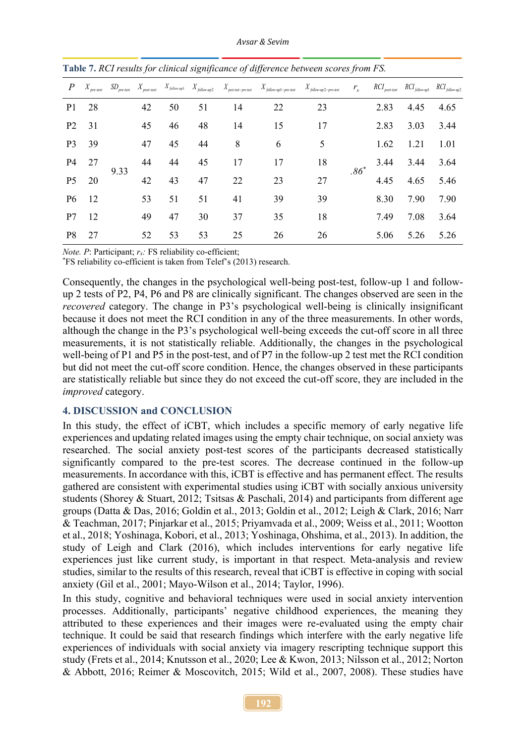**Table 7.** *RCI results for clinical significance of difference between scores from FS.*

| $P$ | $X_{pre\text{-}test}$ | $SD_{pre\text{-}test}$ | $X_{post\text{-}test}$ | $X_{follow\text{-}up1}$ | $X_{follow\text{-}up2}$ | $X_{post\text{-}test-pre\text{-}test}$ | $X_{follow\text{-}up1-pre\text{-}test}$ | $X_{follow\text{-}up2-pre\text{-}test}$ | $r_x$ | $RCI_{post\text{-}test}$ | $RCI_{follow\text{-}up1}$ | $RCI_{follow\text{-}up2}$ |
|---|---|---|---|---|---|---|---|---|---|---|---|---|
| P1 | 28 | 9.33 | 42 | 50 | 51 | 14 | 22 | 23 | .86* | 2.83 | 4.45 | 4.65 |
| P2 | 31 | | 45 | 46 | 48 | 14 | 15 | 17 | | 2.83 | 3.03 | 3.44 |
| P3 | 39 | | 47 | 45 | 44 | 8 | 6 | 5 | | 1.62 | 1.21 | 1.01 |
| P4 | 27 | | 44 | 44 | 45 | 17 | 17 | 18 | | 3.44 | 3.44 | 3.64 |
| P5 | 20 | | 42 | 43 | 47 | 22 | 23 | 27 | | 4.45 | 4.65 | 5.46 |
| P6 | 12 | | 53 | 51 | 51 | 41 | 39 | 39 | | 8.30 | 7.90 | 7.90 |
| P7 | 12 | | 49 | 47 | 30 | 37 | 35 | 18 | | 7.49 | 7.08 | 3.64 |
| P8 | 27 | | 52 | 53 | 53 | 25 | 26 | 26 | | 5.06 | 5.26 | 5.26 |

*Note. P*: Participant; $r_x$: FS reliability co-efficient;
*FS reliability co-efficient is taken from Telef's (2013) research.

Consequently, the changes in the psychological well-being post-test, follow-up 1 and follow-up 2 tests of P2, P4, P6 and P8 are clinically significant. The changes observed are seen in the *recovered* category. The change in P3's psychological well-being is clinically insignificant because it does not meet the RCI condition in any of the three measurements. In other words, although the change in the P3's psychological well-being exceeds the cut-off score in all three measurements, it is not statistically reliable. Additionally, the changes in the psychological well-being of P1 and P5 in the post-test, and of P7 in the follow-up 2 test met the RCI condition but did not meet the cut-off score condition. Hence, the changes observed in these participants are statistically reliable but since they do not exceed the cut-off score, they are included in the *improved* category.

## 4. DISCUSSION and CONCLUSION

In this study, the effect of iCBT, which includes a specific memory of early negative life experiences and updating related images using the empty chair technique, on social anxiety was researched. The social anxiety post-test scores of the participants decreased statistically significantly compared to the pre-test scores. The decrease continued in the follow-up measurements. In accordance with this, iCBT is effective and has permanent effect. The results gathered are consistent with experimental studies using iCBT with socially anxious university students (Shorey & Stuart, 2012; Tsitsas & Paschali, 2014) and participants from different age groups (Datta & Das, 2016; Goldin et al., 2013; Goldin et al., 2012; Leigh & Clark, 2016; Narr & Teachman, 2017; Pinjarkar et al., 2015; Priyamvada et al., 2009; Weiss et al., 2011; Wootton et al., 2018; Yoshinaga, Kobori, et al., 2013; Yoshinaga, Ohshima, et al., 2013). In addition, the study of Leigh and Clark (2016), which includes interventions for early negative life experiences just like current study, is important in that respect. Meta-analysis and review studies, similar to the results of this research, reveal that iCBT is effective in coping with social anxiety (Gil et al., 2001; Mayo-Wilson et al., 2014; Taylor, 1996).

In this study, cognitive and behavioral techniques were used in social anxiety intervention processes. Additionally, participants' negative childhood experiences, the meaning they attributed to these experiences and their images were re-evaluated using the empty chair technique. It could be said that research findings which interfere with the early negative life experiences of individuals with social anxiety via imagery rescripting technique support this study (Frets et al., 2014; Knutsson et al., 2020; Lee & Kwon, 2013; Nilsson et al., 2012; Norton & Abbott, 2016; Reimer & Moscovitch, 2015; Wild et al., 2007, 2008). These studies have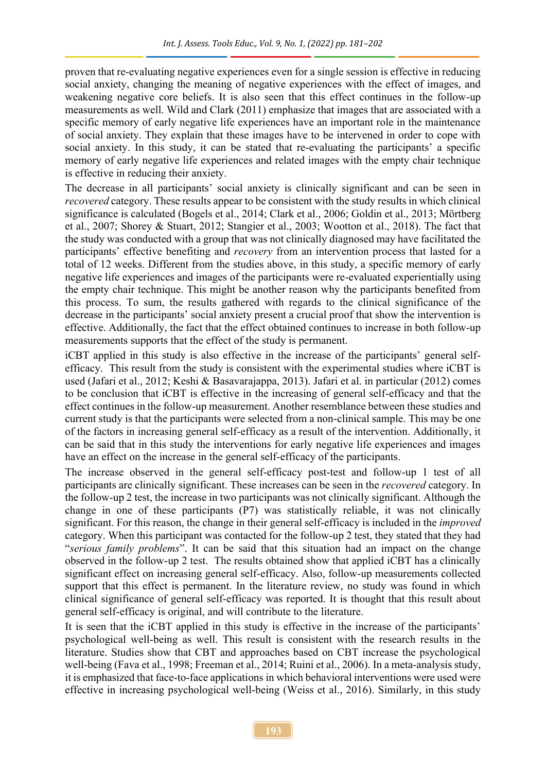proven that re-evaluating negative experiences even for a single session is effective in reducing social anxiety, changing the meaning of negative experiences with the effect of images, and weakening negative core beliefs. It is also seen that this effect continues in the follow-up measurements as well. Wild and Clark (2011) emphasize that images that are associated with a specific memory of early negative life experiences have an important role in the maintenance of social anxiety. They explain that these images have to be intervened in order to cope with social anxiety. In this study, it can be stated that re-evaluating the participants' a specific memory of early negative life experiences and related images with the empty chair technique is effective in reducing their anxiety.

The decrease in all participants' social anxiety is clinically significant and can be seen in *recovered* category. These results appear to be consistent with the study results in which clinical significance is calculated (Bogels et al., 2014; Clark et al., 2006; Goldin et al., 2013; Mörtberg et al., 2007; Shorey & Stuart, 2012; Stangier et al., 2003; Wootton et al., 2018). The fact that the study was conducted with a group that was not clinically diagnosed may have facilitated the participants' effective benefiting and *recovery* from an intervention process that lasted for a total of 12 weeks. Different from the studies above, in this study, a specific memory of early negative life experiences and images of the participants were re-evaluated experientially using the empty chair technique. This might be another reason why the participants benefited from this process. To sum, the results gathered with regards to the clinical significance of the decrease in the participants' social anxiety present a crucial proof that show the intervention is effective. Additionally, the fact that the effect obtained continues to increase in both follow-up measurements supports that the effect of the study is permanent.

iCBT applied in this study is also effective in the increase of the participants' general self-efficacy. This result from the study is consistent with the experimental studies where iCBT is used (Jafari et al., 2012; Keshi & Basavarajappa, 2013). Jafari et al. in particular (2012) comes to be conclusion that iCBT is effective in the increasing of general self-efficacy and that the effect continues in the follow-up measurement. Another resemblance between these studies and current study is that the participants were selected from a non-clinical sample. This may be one of the factors in increasing general self-efficacy as a result of the intervention. Additionally, it can be said that in this study the interventions for early negative life experiences and images have an effect on the increase in the general self-efficacy of the participants.

The increase observed in the general self-efficacy post-test and follow-up 1 test of all participants are clinically significant. These increases can be seen in the *recovered* category. In the follow-up 2 test, the increase in two participants was not clinically significant. Although the change in one of these participants (P7) was statistically reliable, it was not clinically significant. For this reason, the change in their general self-efficacy is included in the *improved* category. When this participant was contacted for the follow-up 2 test, they stated that they had "*serious family problems*". It can be said that this situation had an impact on the change observed in the follow-up 2 test. The results obtained show that applied iCBT has a clinically significant effect on increasing general self-efficacy. Also, follow-up measurements collected support that this effect is permanent. In the literature review, no study was found in which clinical significance of general self-efficacy was reported. It is thought that this result about general self-efficacy is original, and will contribute to the literature.

It is seen that the iCBT applied in this study is effective in the increase of the participants' psychological well-being as well. This result is consistent with the research results in the literature. Studies show that CBT and approaches based on CBT increase the psychological well-being (Fava et al., 1998; Freeman et al., 2014; Ruini et al., 2006). In a meta-analysis study, it is emphasized that face-to-face applications in which behavioral interventions were used were effective in increasing psychological well-being (Weiss et al., 2016). Similarly, in this study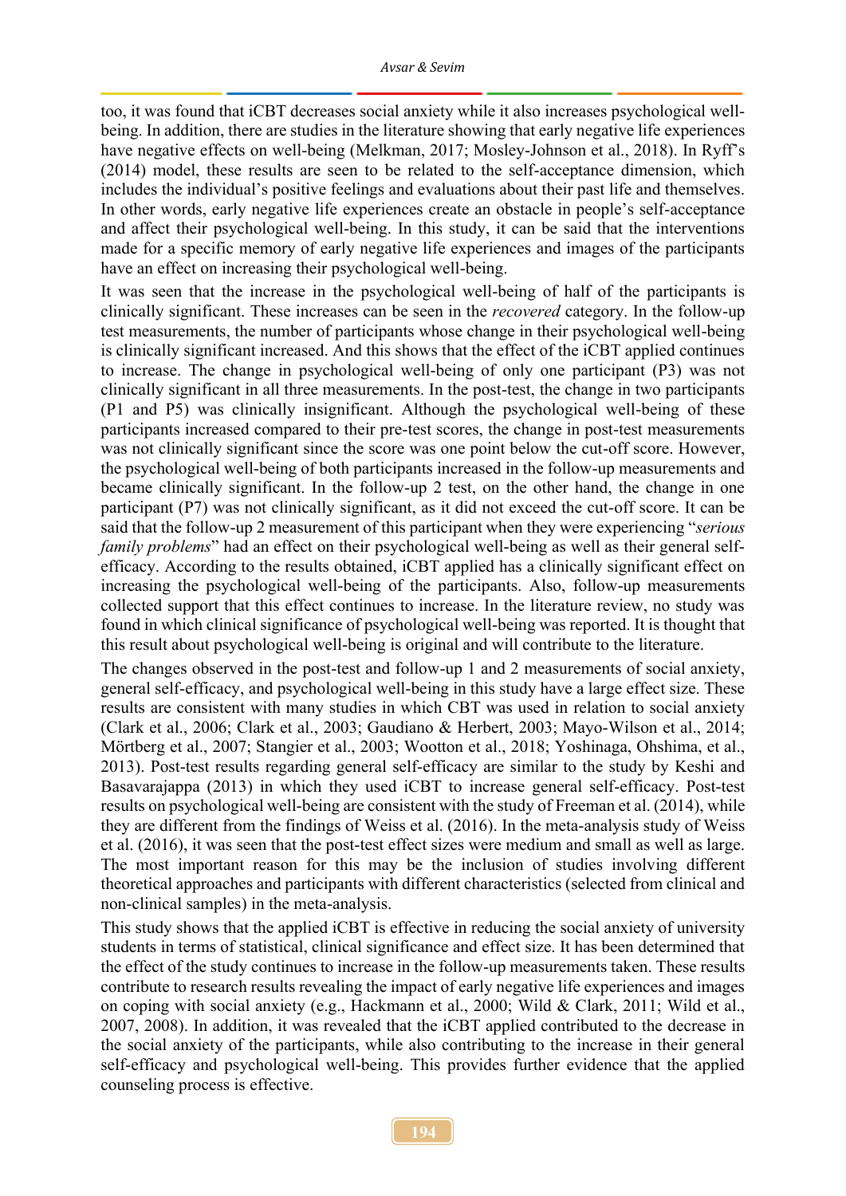too, it was found that iCBT decreases social anxiety while it also increases psychological well-being. In addition, there are studies in the literature showing that early negative life experiences have negative effects on well-being (Melkman, 2017; Mosley-Johnson et al., 2018). In Ryff's (2014) model, these results are seen to be related to the self-acceptance dimension, which includes the individual's positive feelings and evaluations about their past life and themselves. In other words, early negative life experiences create an obstacle in people's self-acceptance and affect their psychological well-being. In this study, it can be said that the interventions made for a specific memory of early negative life experiences and images of the participants have an effect on increasing their psychological well-being.

It was seen that the increase in the psychological well-being of half of the participants is clinically significant. These increases can be seen in the *recovered* category. In the follow-up test measurements, the number of participants whose change in their psychological well-being is clinically significant increased. And this shows that the effect of the iCBT applied continues to increase. The change in psychological well-being of only one participant (P3) was not clinically significant in all three measurements. In the post-test, the change in two participants (P1 and P5) was clinically insignificant. Although the psychological well-being of these participants increased compared to their pre-test scores, the change in post-test measurements was not clinically significant since the score was one point below the cut-off score. However, the psychological well-being of both participants increased in the follow-up measurements and became clinically significant. In the follow-up 2 test, on the other hand, the change in one participant (P7) was not clinically significant, as it did not exceed the cut-off score. It can be said that the follow-up 2 measurement of this participant when they were experiencing "*serious family problems*" had an effect on their psychological well-being as well as their general self-efficacy. According to the results obtained, iCBT applied has a clinically significant effect on increasing the psychological well-being of the participants. Also, follow-up measurements collected support that this effect continues to increase. In the literature review, no study was found in which clinical significance of psychological well-being was reported. It is thought that this result about psychological well-being is original and will contribute to the literature.

The changes observed in the post-test and follow-up 1 and 2 measurements of social anxiety, general self-efficacy, and psychological well-being in this study have a large effect size. These results are consistent with many studies in which CBT was used in relation to social anxiety (Clark et al., 2006; Clark et al., 2003; Gaudiano & Herbert, 2003; Mayo-Wilson et al., 2014; Mörtberg et al., 2007; Stangier et al., 2003; Wootton et al., 2018; Yoshinaga, Ohshima, et al., 2013). Post-test results regarding general self-efficacy are similar to the study by Keshi and Basavarajappa (2013) in which they used iCBT to increase general self-efficacy. Post-test results on psychological well-being are consistent with the study of Freeman et al. (2014), while they are different from the findings of Weiss et al. (2016). In the meta-analysis study of Weiss et al. (2016), it was seen that the post-test effect sizes were medium and small as well as large. The most important reason for this may be the inclusion of studies involving different theoretical approaches and participants with different characteristics (selected from clinical and non-clinical samples) in the meta-analysis.

This study shows that the applied iCBT is effective in reducing the social anxiety of university students in terms of statistical, clinical significance and effect size. It has been determined that the effect of the study continues to increase in the follow-up measurements taken. These results contribute to research results revealing the impact of early negative life experiences and images on coping with social anxiety (e.g., Hackmann et al., 2000; Wild & Clark, 2011; Wild et al., 2007, 2008). In addition, it was revealed that the iCBT applied contributed to the decrease in the social anxiety of the participants, while also contributing to the increase in their general self-efficacy and psychological well-being. This provides further evidence that the applied counseling process is effective.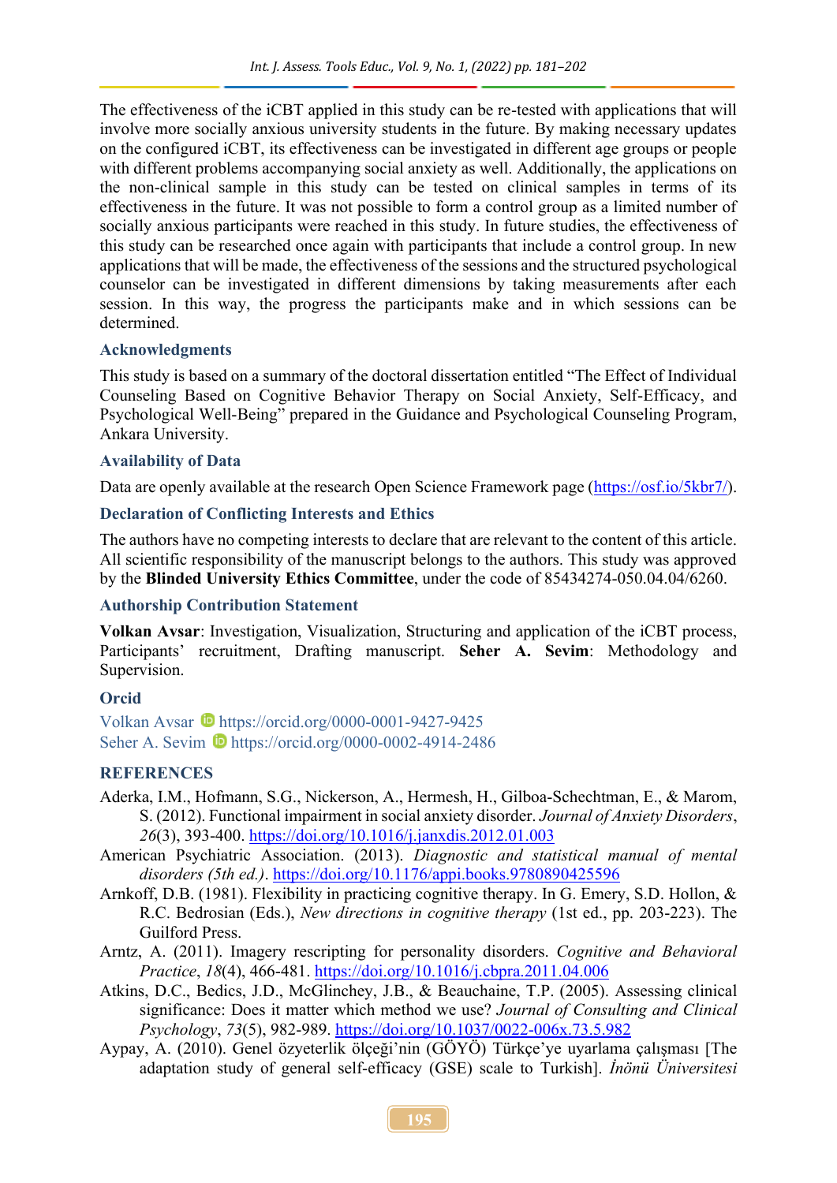The effectiveness of the iCBT applied in this study can be re-tested with applications that will involve more socially anxious university students in the future. By making necessary updates on the configured iCBT, its effectiveness can be investigated in different age groups or people with different problems accompanying social anxiety as well. Additionally, the applications on the non-clinical sample in this study can be tested on clinical samples in terms of its effectiveness in the future. It was not possible to form a control group as a limited number of socially anxious participants were reached in this study. In future studies, the effectiveness of this study can be researched once again with participants that include a control group. In new applications that will be made, the effectiveness of the sessions and the structured psychological counselor can be investigated in different dimensions by taking measurements after each session. In this way, the progress the participants make and in which sessions can be determined.

### Acknowledgments

This study is based on a summary of the doctoral dissertation entitled "The Effect of Individual Counseling Based on Cognitive Behavior Therapy on Social Anxiety, Self-Efficacy, and Psychological Well-Being" prepared in the Guidance and Psychological Counseling Program, Ankara University.

### Availability of Data

Data are openly available at the research Open Science Framework page (https://osf.io/5kbr7/).

### Declaration of Conflicting Interests and Ethics

The authors have no competing interests to declare that are relevant to the content of this article. All scientific responsibility of the manuscript belongs to the authors. This study was approved by the **Blinded University Ethics Committee**, under the code of 85434274-050.04.04/6260.

### Authorship Contribution Statement

**Volkan Avsar**: Investigation, Visualization, Structuring and application of the iCBT process, Participants' recruitment, Drafting manuscript. **Seher A. Sevim**: Methodology and Supervision.

### Orcid

Volkan Avsar https://orcid.org/0000-0001-9427-9425
Seher A. Sevim https://orcid.org/0000-0002-4914-2486

## REFERENCES

Aderka, I.M., Hofmann, S.G., Nickerson, A., Hermesh, H., Gilboa-Schechtman, E., & Marom, S. (2012). Functional impairment in social anxiety disorder. *Journal of Anxiety Disorders*, *26*(3), 393-400. https://doi.org/10.1016/j.janxdis.2012.01.003

American Psychiatric Association. (2013). *Diagnostic and statistical manual of mental disorders (5th ed.)*. https://doi.org/10.1176/appi.books.9780890425596

Arnkoff, D.B. (1981). Flexibility in practicing cognitive therapy. In G. Emery, S.D. Hollon, & R.C. Bedrosian (Eds.), *New directions in cognitive therapy* (1st ed., pp. 203-223). The Guilford Press.

Arntz, A. (2011). Imagery rescripting for personality disorders. *Cognitive and Behavioral Practice*, *18*(4), 466-481. https://doi.org/10.1016/j.cbpra.2011.04.006

Atkins, D.C., Bedics, J.D., McGlinchey, J.B., & Beauchaine, T.P. (2005). Assessing clinical significance: Does it matter which method we use? *Journal of Consulting and Clinical Psychology*, *73*(5), 982-989. https://doi.org/10.1037/0022-006x.73.5.982

Aypay, A. (2010). Genel özyeterlik ölçeği'nin (GÖYÖ) Türkçe'ye uyarlama çalışması [The adaptation study of general self-efficacy (GSE) scale to Turkish]. *İnönü Üniversitesi*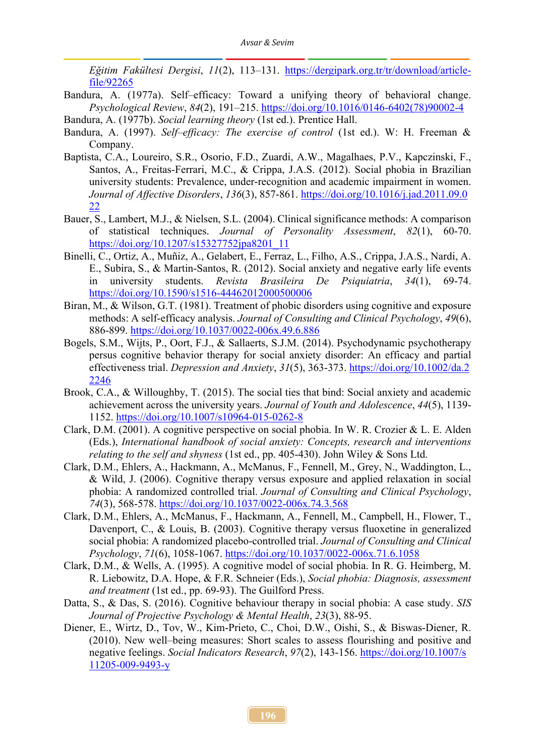*Eğitim Fakültesi Dergisi*, *11*(2), 113–131. https://dergipark.org.tr/tr/download/article-file/92265

Bandura, A. (1977a). Self–efficacy: Toward a unifying theory of behavioral change. *Psychological Review*, *84*(2), 191–215. https://doi.org/10.1016/0146-6402(78)90002-4

Bandura, A. (1977b). *Social learning theory* (1st ed.). Prentice Hall.

Bandura, A. (1997). *Self–efficacy: The exercise of control* (1st ed.). W: H. Freeman & Company.

Baptista, C.A., Loureiro, S.R., Osorio, F.D., Zuardi, A.W., Magalhaes, P.V., Kapczinski, F., Santos, A., Freitas-Ferrari, M.C., & Crippa, J.A.S. (2012). Social phobia in Brazilian university students: Prevalence, under-recognition and academic impairment in women. *Journal of Affective Disorders*, *136*(3), 857-861. https://doi.org/10.1016/j.jad.2011.09.022

Bauer, S., Lambert, M.J., & Nielsen, S.L. (2004). Clinical significance methods: A comparison of statistical techniques. *Journal of Personality Assessment*, *82*(1), 60-70. https://doi.org/10.1207/s15327752jpa8201_11

Binelli, C., Ortiz, A., Muñiz, A., Gelabert, E., Ferraz, L., Filho, A.S., Crippa, J.A.S., Nardi, A. E., Subira, S., & Martin-Santos, R. (2012). Social anxiety and negative early life events in university students. *Revista Brasileira De Psiquiatria*, *34*(1), 69-74. https://doi.org/10.1590/s1516-44462012000500006

Biran, M., & Wilson, G.T. (1981). Treatment of phobic disorders using cognitive and exposure methods: A self-efficacy analysis. *Journal of Consulting and Clinical Psychology*, *49*(6), 886-899. https://doi.org/10.1037/0022-006x.49.6.886

Bogels, S.M., Wijts, P., Oort, F.J., & Sallaerts, S.J.M. (2014). Psychodynamic psychotherapy persus cognitive behavior therapy for social anxiety disorder: An efficacy and partial effectiveness trial. *Depression and Anxiety*, *31*(5), 363-373. https://doi.org/10.1002/da.22246

Brook, C.A., & Willoughby, T. (2015). The social ties that bind: Social anxiety and academic achievement across the university years. *Journal of Youth and Adolescence*, *44*(5), 1139-1152. https://doi.org/10.1007/s10964-015-0262-8

Clark, D.M. (2001). A cognitive perspective on social phobia. In W. R. Crozier & L. E. Alden (Eds.), *International handbook of social anxiety: Concepts, research and interventions relating to the self and shyness* (1st ed., pp. 405-430). John Wiley & Sons Ltd.

Clark, D.M., Ehlers, A., Hackmann, A., McManus, F., Fennell, M., Grey, N., Waddington, L., & Wild, J. (2006). Cognitive therapy versus exposure and applied relaxation in social phobia: A randomized controlled trial. *Journal of Consulting and Clinical Psychology*, *74*(3), 568-578. https://doi.org/10.1037/0022-006x.74.3.568

Clark, D.M., Ehlers, A., McManus, F., Hackmann, A., Fennell, M., Campbell, H., Flower, T., Davenport, C., & Louis, B. (2003). Cognitive therapy versus fluoxetine in generalized social phobia: A randomized placebo-controlled trial. *Journal of Consulting and Clinical Psychology*, *71*(6), 1058-1067. https://doi.org/10.1037/0022-006x.71.6.1058

Clark, D.M., & Wells, A. (1995). A cognitive model of social phobia. In R. G. Heimberg, M. R. Liebowitz, D.A. Hope, & F.R. Schneier (Eds.), *Social phobia: Diagnosis, assessment and treatment* (1st ed., pp. 69-93). The Guilford Press.

Datta, S., & Das, S. (2016). Cognitive behaviour therapy in social phobia: A case study. *SIS Journal of Projective Psychology & Mental Health*, *23*(3), 88-95.

Diener, E., Wirtz, D., Tov, W., Kim-Prieto, C., Choi, D.W., Oishi, S., & Biswas-Diener, R. (2010). New well–being measures: Short scales to assess flourishing and positive and negative feelings. *Social Indicators Research*, *97*(2), 143-156. https://doi.org/10.1007/s11205-009-9493-y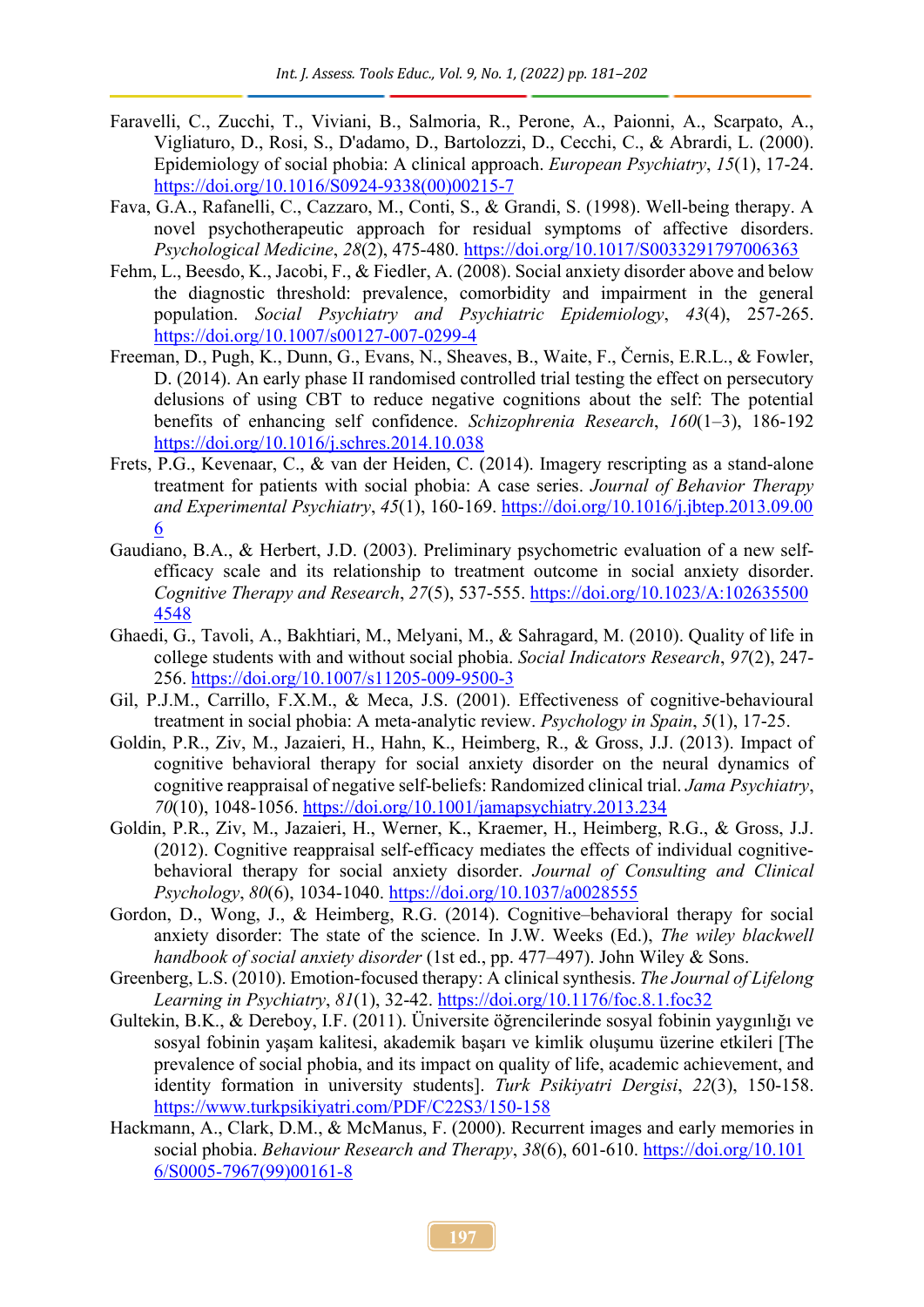Faravelli, C., Zucchi, T., Viviani, B., Salmoria, R., Perone, A., Paionni, A., Scarpato, A., Vigliaturo, D., Rosi, S., D'adamo, D., Bartolozzi, D., Cecchi, C., & Abrardi, L. (2000). Epidemiology of social phobia: A clinical approach. *European Psychiatry*, *15*(1), 17-24. https://doi.org/10.1016/S0924-9338(00)00215-7

Fava, G.A., Rafanelli, C., Cazzaro, M., Conti, S., & Grandi, S. (1998). Well-being therapy. A novel psychotherapeutic approach for residual symptoms of affective disorders. *Psychological Medicine*, *28*(2), 475-480. https://doi.org/10.1017/S0033291797006363

Fehm, L., Beesdo, K., Jacobi, F., & Fiedler, A. (2008). Social anxiety disorder above and below the diagnostic threshold: prevalence, comorbidity and impairment in the general population. *Social Psychiatry and Psychiatric Epidemiology*, *43*(4), 257-265. https://doi.org/10.1007/s00127-007-0299-4

Freeman, D., Pugh, K., Dunn, G., Evans, N., Sheaves, B., Waite, F., Černis, E.R.L., & Fowler, D. (2014). An early phase II randomised controlled trial testing the effect on persecutory delusions of using CBT to reduce negative cognitions about the self: The potential benefits of enhancing self confidence. *Schizophrenia Research*, *160*(1–3), 186-192 https://doi.org/10.1016/j.schres.2014.10.038

Frets, P.G., Kevenaar, C., & van der Heiden, C. (2014). Imagery rescripting as a stand-alone treatment for patients with social phobia: A case series. *Journal of Behavior Therapy and Experimental Psychiatry*, *45*(1), 160-169. https://doi.org/10.1016/j.jbtep.2013.09.006

Gaudiano, B.A., & Herbert, J.D. (2003). Preliminary psychometric evaluation of a new self-efficacy scale and its relationship to treatment outcome in social anxiety disorder. *Cognitive Therapy and Research*, *27*(5), 537-555. https://doi.org/10.1023/A:1026355004548

Ghaedi, G., Tavoli, A., Bakhtiari, M., Melyani, M., & Sahragard, M. (2010). Quality of life in college students with and without social phobia. *Social Indicators Research*, *97*(2), 247-256. https://doi.org/10.1007/s11205-009-9500-3

Gil, P.J.M., Carrillo, F.X.M., & Meca, J.S. (2001). Effectiveness of cognitive-behavioural treatment in social phobia: A meta-analytic review. *Psychology in Spain*, *5*(1), 17-25.

Goldin, P.R., Ziv, M., Jazaieri, H., Hahn, K., Heimberg, R., & Gross, J.J. (2013). Impact of cognitive behavioral therapy for social anxiety disorder on the neural dynamics of cognitive reappraisal of negative self-beliefs: Randomized clinical trial. *Jama Psychiatry*, *70*(10), 1048-1056. https://doi.org/10.1001/jamapsychiatry.2013.234

Goldin, P.R., Ziv, M., Jazaieri, H., Werner, K., Kraemer, H., Heimberg, R.G., & Gross, J.J. (2012). Cognitive reappraisal self-efficacy mediates the effects of individual cognitive-behavioral therapy for social anxiety disorder. *Journal of Consulting and Clinical Psychology*, *80*(6), 1034-1040. https://doi.org/10.1037/a0028555

Gordon, D., Wong, J., & Heimberg, R.G. (2014). Cognitive–behavioral therapy for social anxiety disorder: The state of the science. In J.W. Weeks (Ed.), *The wiley blackwell handbook of social anxiety disorder* (1st ed., pp. 477–497). John Wiley & Sons.

Greenberg, L.S. (2010). Emotion-focused therapy: A clinical synthesis. *The Journal of Lifelong Learning in Psychiatry*, *81*(1), 32-42. https://doi.org/10.1176/foc.8.1.foc32

Gultekin, B.K., & Dereboy, I.F. (2011). Üniversite öğrencilerinde sosyal fobinin yaygınlığı ve sosyal fobinin yaşam kalitesi, akademik başarı ve kimlik oluşumu üzerine etkileri [The prevalence of social phobia, and its impact on quality of life, academic achievement, and identity formation in university students]. *Turk Psikiyatri Dergisi*, *22*(3), 150-158. https://www.turkpsikiyatri.com/PDF/C22S3/150-158

Hackmann, A., Clark, D.M., & McManus, F. (2000). Recurrent images and early memories in social phobia. *Behaviour Research and Therapy*, *38*(6), 601-610. https://doi.org/10.1016/S0005-7967(99)00161-8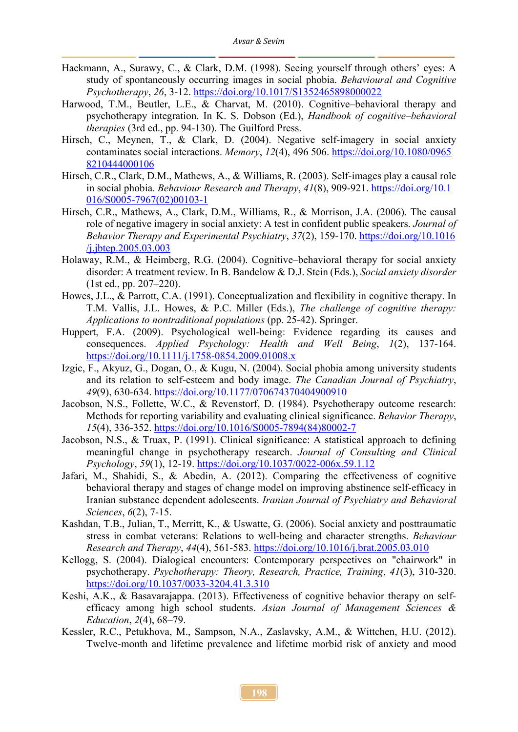Hackmann, A., Surawy, C., & Clark, D.M. (1998). Seeing yourself through others' eyes: A study of spontaneously occurring images in social phobia. *Behavioural and Cognitive Psychotherapy*, *26*, 3-12. https://doi.org/10.1017/S1352465898000022

Harwood, T.M., Beutler, L.E., & Charvat, M. (2010). Cognitive–behavioral therapy and psychotherapy integration. In K. S. Dobson (Ed.), *Handbook of cognitive–behavioral therapies* (3rd ed., pp. 94-130). The Guilford Press.

Hirsch, C., Meynen, T., & Clark, D. (2004). Negative self-imagery in social anxiety contaminates social interactions. *Memory*, *12*(4), 496 506. https://doi.org/10.1080/09658210444000106

Hirsch, C.R., Clark, D.M., Mathews, A., & Williams, R. (2003). Self-images play a causal role in social phobia. *Behaviour Research and Therapy*, *41*(8), 909-921. https://doi.org/10.1016/S0005-7967(02)00103-1

Hirsch, C.R., Mathews, A., Clark, D.M., Williams, R., & Morrison, J.A. (2006). The causal role of negative imagery in social anxiety: A test in confident public speakers. *Journal of Behavior Therapy and Experimental Psychiatry*, *37*(2), 159-170. https://doi.org/10.1016/j.jbtep.2005.03.003

Holaway, R.M., & Heimberg, R.G. (2004). Cognitive–behavioral therapy for social anxiety disorder: A treatment review. In B. Bandelow & D.J. Stein (Eds.), *Social anxiety disorder* (1st ed., pp. 207–220).

Howes, J.L., & Parrott, C.A. (1991). Conceptualization and flexibility in cognitive therapy. In T.M. Vallis, J.L. Howes, & P.C. Miller (Eds.), *The challenge of cognitive therapy: Applications to nontraditional populations* (pp. 25-42). Springer.

Huppert, F.A. (2009). Psychological well-being: Evidence regarding its causes and consequences. *Applied Psychology: Health and Well Being*, *1*(2), 137-164. https://doi.org/10.1111/j.1758-0854.2009.01008.x

Izgic, F., Akyuz, G., Dogan, O., & Kugu, N. (2004). Social phobia among university students and its relation to self-esteem and body image. *The Canadian Journal of Psychiatry*, *49*(9), 630-634. https://doi.org/10.1177/070674370404900910

Jacobson, N.S., Follette, W.C., & Revenstorf, D. (1984). Psychotherapy outcome research: Methods for reporting variability and evaluating clinical significance. *Behavior Therapy*, *15*(4), 336-352. https://doi.org/10.1016/S0005-7894(84)80002-7

Jacobson, N.S., & Truax, P. (1991). Clinical significance: A statistical approach to defining meaningful change in psychotherapy research. *Journal of Consulting and Clinical Psychology*, *59*(1), 12-19. https://doi.org/10.1037/0022-006x.59.1.12

Jafari, M., Shahidi, S., & Abedin, A. (2012). Comparing the effectiveness of cognitive behavioral therapy and stages of change model on improving abstinence self-efficacy in Iranian substance dependent adolescents. *Iranian Journal of Psychiatry and Behavioral Sciences*, *6*(2), 7-15.

Kashdan, T.B., Julian, T., Merritt, K., & Uswatte, G. (2006). Social anxiety and posttraumatic stress in combat veterans: Relations to well-being and character strengths. *Behaviour Research and Therapy*, *44*(4), 561-583. https://doi.org/10.1016/j.brat.2005.03.010

Kellogg, S. (2004). Dialogical encounters: Contemporary perspectives on "chairwork" in psychotherapy. *Psychotherapy: Theory, Research, Practice, Training*, *41*(3), 310-320. https://doi.org/10.1037/0033-3204.41.3.310

Keshi, A.K., & Basavarajappa. (2013). Effectiveness of cognitive behavior therapy on self-efficacy among high school students. *Asian Journal of Management Sciences & Education*, *2*(4), 68–79.

Kessler, R.C., Petukhova, M., Sampson, N.A., Zaslavsky, A.M., & Wittchen, H.U. (2012). Twelve-month and lifetime prevalence and lifetime morbid risk of anxiety and mood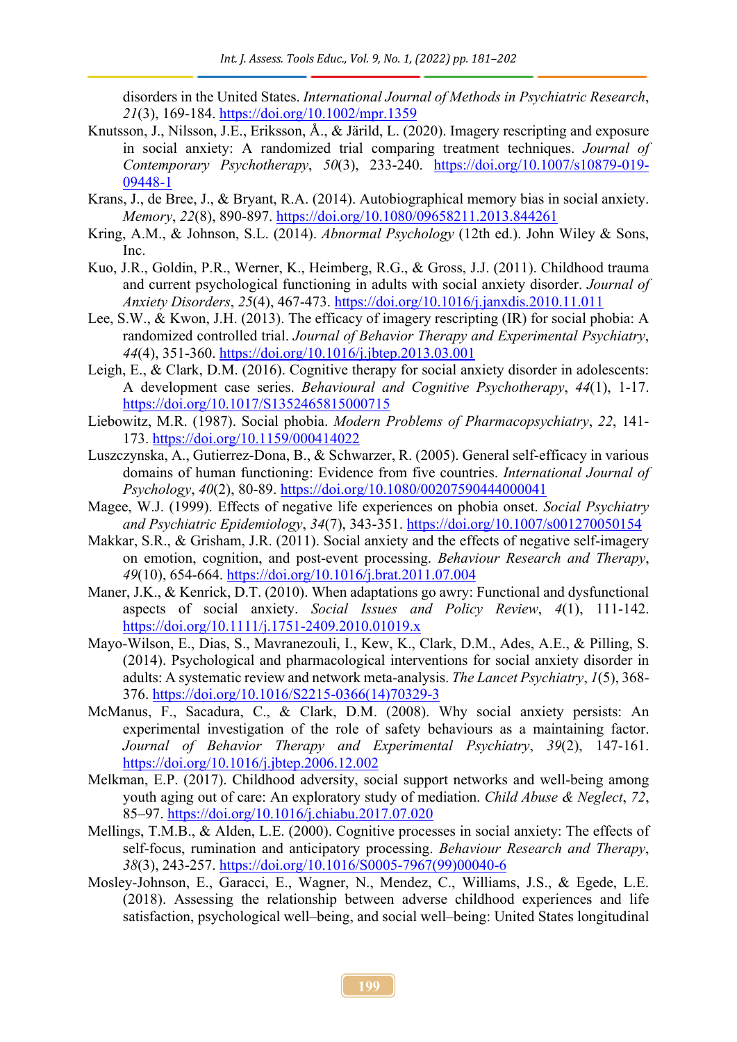disorders in the United States. *International Journal of Methods in Psychiatric Research*, *21*(3), 169-184. https://doi.org/10.1002/mpr.1359

Knutsson, J., Nilsson, J.E., Eriksson, Å., & Järild, L. (2020). Imagery rescripting and exposure in social anxiety: A randomized trial comparing treatment techniques. *Journal of Contemporary Psychotherapy*, *50*(3), 233-240. https://doi.org/10.1007/s10879-019-09448-1

Krans, J., de Bree, J., & Bryant, R.A. (2014). Autobiographical memory bias in social anxiety. *Memory*, *22*(8), 890-897. https://doi.org/10.1080/09658211.2013.844261

Kring, A.M., & Johnson, S.L. (2014). *Abnormal Psychology* (12th ed.). John Wiley & Sons, Inc.

Kuo, J.R., Goldin, P.R., Werner, K., Heimberg, R.G., & Gross, J.J. (2011). Childhood trauma and current psychological functioning in adults with social anxiety disorder. *Journal of Anxiety Disorders*, *25*(4), 467-473. https://doi.org/10.1016/j.janxdis.2010.11.011

Lee, S.W., & Kwon, J.H. (2013). The efficacy of imagery rescripting (IR) for social phobia: A randomized controlled trial. *Journal of Behavior Therapy and Experimental Psychiatry*, *44*(4), 351-360. https://doi.org/10.1016/j.jbtep.2013.03.001

Leigh, E., & Clark, D.M. (2016). Cognitive therapy for social anxiety disorder in adolescents: A development case series. *Behavioural and Cognitive Psychotherapy*, *44*(1), 1-17. https://doi.org/10.1017/S1352465815000715

Liebowitz, M.R. (1987). Social phobia. *Modern Problems of Pharmacopsychiatry*, *22*, 141-173. https://doi.org/10.1159/000414022

Luszczynska, A., Gutierrez-Dona, B., & Schwarzer, R. (2005). General self-efficacy in various domains of human functioning: Evidence from five countries. *International Journal of Psychology*, *40*(2), 80-89. https://doi.org/10.1080/00207590444000041

Magee, W.J. (1999). Effects of negative life experiences on phobia onset. *Social Psychiatry and Psychiatric Epidemiology*, *34*(7), 343-351. https://doi.org/10.1007/s001270050154

Makkar, S.R., & Grisham, J.R. (2011). Social anxiety and the effects of negative self-imagery on emotion, cognition, and post-event processing. *Behaviour Research and Therapy*, *49*(10), 654-664. https://doi.org/10.1016/j.brat.2011.07.004

Maner, J.K., & Kenrick, D.T. (2010). When adaptations go awry: Functional and dysfunctional aspects of social anxiety. *Social Issues and Policy Review*, *4*(1), 111-142. https://doi.org/10.1111/j.1751-2409.2010.01019.x

Mayo-Wilson, E., Dias, S., Mavranezouli, I., Kew, K., Clark, D.M., Ades, A.E., & Pilling, S. (2014). Psychological and pharmacological interventions for social anxiety disorder in adults: A systematic review and network meta-analysis. *The Lancet Psychiatry*, *1*(5), 368-376. https://doi.org/10.1016/S2215-0366(14)70329-3

McManus, F., Sacadura, C., & Clark, D.M. (2008). Why social anxiety persists: An experimental investigation of the role of safety behaviours as a maintaining factor. *Journal of Behavior Therapy and Experimental Psychiatry*, *39*(2), 147-161. https://doi.org/10.1016/j.jbtep.2006.12.002

Melkman, E.P. (2017). Childhood adversity, social support networks and well-being among youth aging out of care: An exploratory study of mediation. *Child Abuse & Neglect*, *72*, 85–97. https://doi.org/10.1016/j.chiabu.2017.07.020

Mellings, T.M.B., & Alden, L.E. (2000). Cognitive processes in social anxiety: The effects of self-focus, rumination and anticipatory processing. *Behaviour Research and Therapy*, *38*(3), 243-257. https://doi.org/10.1016/S0005-7967(99)00040-6

Mosley-Johnson, E., Garacci, E., Wagner, N., Mendez, C., Williams, J.S., & Egede, L.E. (2018). Assessing the relationship between adverse childhood experiences and life satisfaction, psychological well–being, and social well–being: United States longitudinal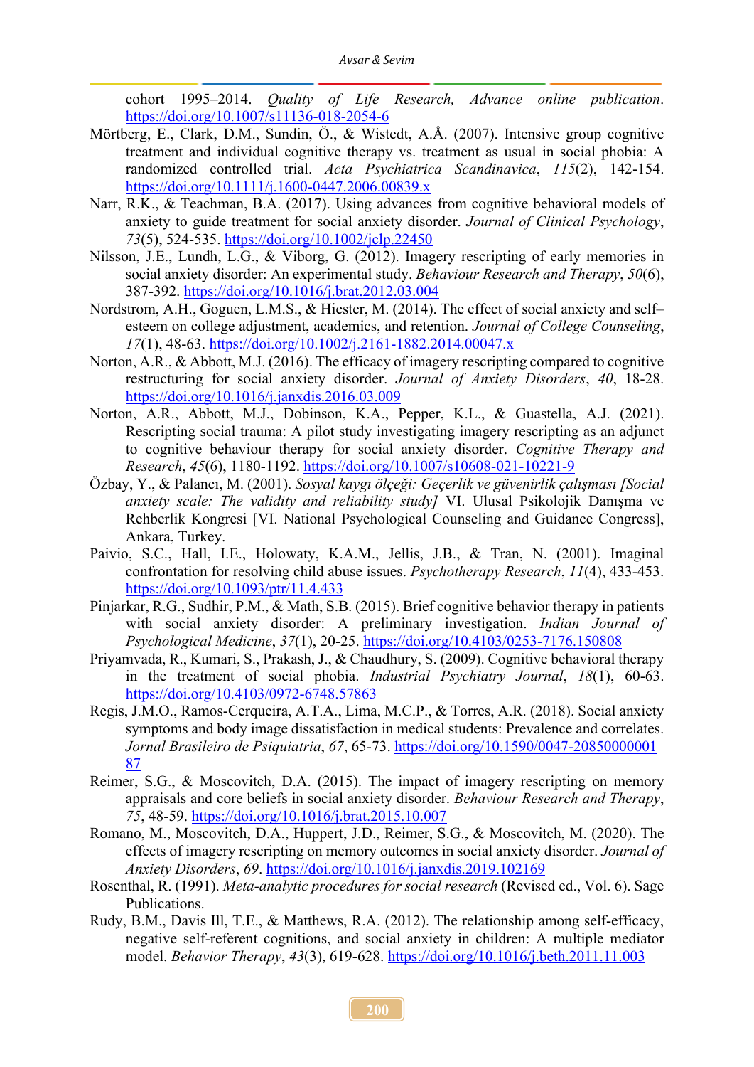cohort 1995–2014. *Quality of Life Research, Advance online publication*. https://doi.org/10.1007/s11136-018-2054-6

Mörtberg, E., Clark, D.M., Sundin, Ö., & Wistedt, A.Å. (2007). Intensive group cognitive treatment and individual cognitive therapy vs. treatment as usual in social phobia: A randomized controlled trial. *Acta Psychiatrica Scandinavica*, *115*(2), 142-154. https://doi.org/10.1111/j.1600-0447.2006.00839.x

Narr, R.K., & Teachman, B.A. (2017). Using advances from cognitive behavioral models of anxiety to guide treatment for social anxiety disorder. *Journal of Clinical Psychology*, *73*(5), 524-535. https://doi.org/10.1002/jclp.22450

Nilsson, J.E., Lundh, L.G., & Viborg, G. (2012). Imagery rescripting of early memories in social anxiety disorder: An experimental study. *Behaviour Research and Therapy*, *50*(6), 387-392. https://doi.org/10.1016/j.brat.2012.03.004

Nordstrom, A.H., Goguen, L.M.S., & Hiester, M. (2014). The effect of social anxiety and self–esteem on college adjustment, academics, and retention. *Journal of College Counseling*, *17*(1), 48-63. https://doi.org/10.1002/j.2161-1882.2014.00047.x

Norton, A.R., & Abbott, M.J. (2016). The efficacy of imagery rescripting compared to cognitive restructuring for social anxiety disorder. *Journal of Anxiety Disorders*, *40*, 18-28. https://doi.org/10.1016/j.janxdis.2016.03.009

Norton, A.R., Abbott, M.J., Dobinson, K.A., Pepper, K.L., & Guastella, A.J. (2021). Rescripting social trauma: A pilot study investigating imagery rescripting as an adjunct to cognitive behaviour therapy for social anxiety disorder. *Cognitive Therapy and Research*, *45*(6), 1180-1192. https://doi.org/10.1007/s10608-021-10221-9

Özbay, Y., & Palancı, M. (2001). *Sosyal kaygı ölçeği: Geçerlik ve güvenirlik çalışması [Social anxiety scale: The validity and reliability study]* VI. Ulusal Psikolojik Danışma ve Rehberlik Kongresi [VI. National Psychological Counseling and Guidance Congress], Ankara, Turkey.

Paivio, S.C., Hall, I.E., Holowaty, K.A.M., Jellis, J.B., & Tran, N. (2001). Imaginal confrontation for resolving child abuse issues. *Psychotherapy Research*, *11*(4), 433-453. https://doi.org/10.1093/ptr/11.4.433

Pinjarkar, R.G., Sudhir, P.M., & Math, S.B. (2015). Brief cognitive behavior therapy in patients with social anxiety disorder: A preliminary investigation. *Indian Journal of Psychological Medicine*, *37*(1), 20-25. https://doi.org/10.4103/0253-7176.150808

Priyamvada, R., Kumari, S., Prakash, J., & Chaudhury, S. (2009). Cognitive behavioral therapy in the treatment of social phobia. *Industrial Psychiatry Journal*, *18*(1), 60-63. https://doi.org/10.4103/0972-6748.57863

Regis, J.M.O., Ramos-Cerqueira, A.T.A., Lima, M.C.P., & Torres, A.R. (2018). Social anxiety symptoms and body image dissatisfaction in medical students: Prevalence and correlates. *Jornal Brasileiro de Psiquiatria*, *67*, 65-73. https://doi.org/10.1590/0047-2085000000187

Reimer, S.G., & Moscovitch, D.A. (2015). The impact of imagery rescripting on memory appraisals and core beliefs in social anxiety disorder. *Behaviour Research and Therapy*, *75*, 48-59. https://doi.org/10.1016/j.brat.2015.10.007

Romano, M., Moscovitch, D.A., Huppert, J.D., Reimer, S.G., & Moscovitch, M. (2020). The effects of imagery rescripting on memory outcomes in social anxiety disorder. *Journal of Anxiety Disorders*, *69*. https://doi.org/10.1016/j.janxdis.2019.102169

Rosenthal, R. (1991). *Meta-analytic procedures for social research* (Revised ed., Vol. 6). Sage Publications.

Rudy, B.M., Davis Ill, T.E., & Matthews, R.A. (2012). The relationship among self-efficacy, negative self-referent cognitions, and social anxiety in children: A multiple mediator model. *Behavior Therapy*, *43*(3), 619-628. https://doi.org/10.1016/j.beth.2011.11.003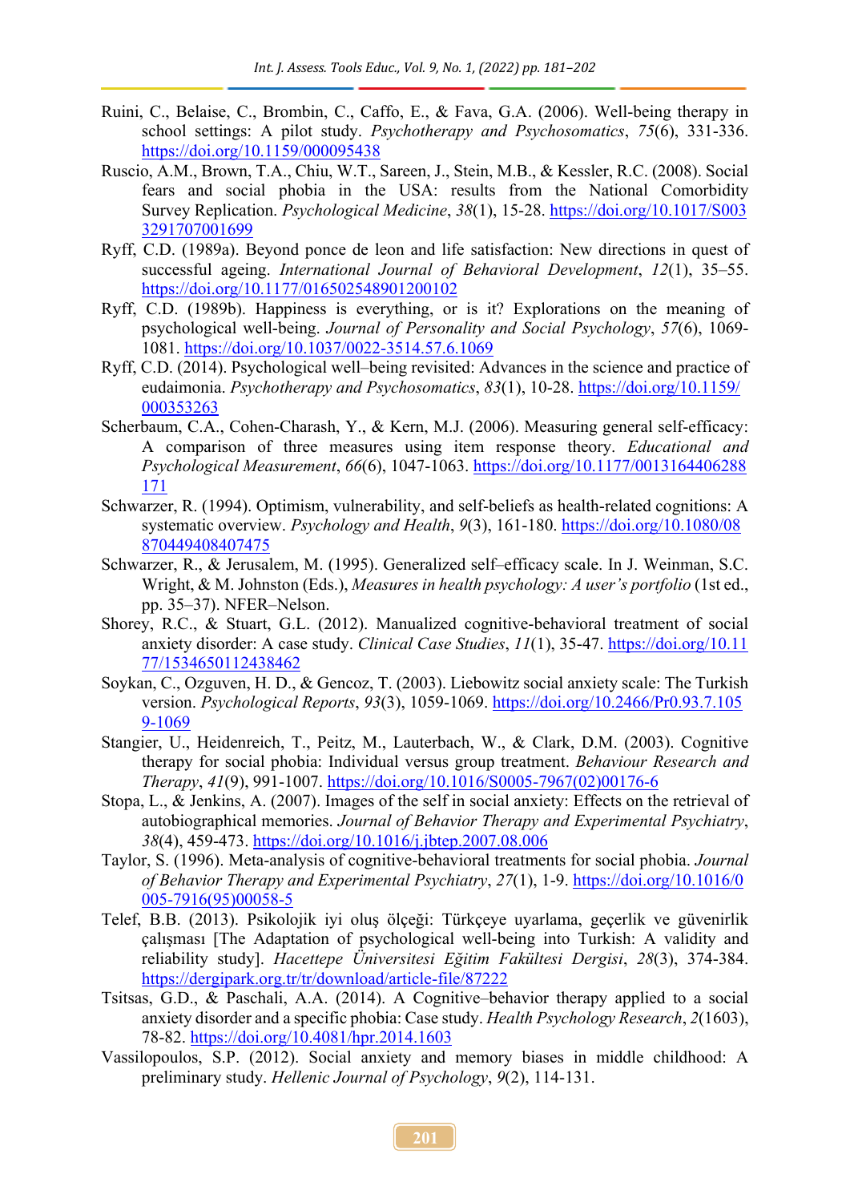Ruini, C., Belaise, C., Brombin, C., Caffo, E., & Fava, G.A. (2006). Well-being therapy in school settings: A pilot study. *Psychotherapy and Psychosomatics*, *75*(6), 331-336. https://doi.org/10.1159/000095438

Ruscio, A.M., Brown, T.A., Chiu, W.T., Sareen, J., Stein, M.B., & Kessler, R.C. (2008). Social fears and social phobia in the USA: results from the National Comorbidity Survey Replication. *Psychological Medicine*, *38*(1), 15-28. https://doi.org/10.1017/S0033291707001699

Ryff, C.D. (1989a). Beyond ponce de leon and life satisfaction: New directions in quest of successful ageing. *International Journal of Behavioral Development*, *12*(1), 35–55. https://doi.org/10.1177/016502548901200102

Ryff, C.D. (1989b). Happiness is everything, or is it? Explorations on the meaning of psychological well-being. *Journal of Personality and Social Psychology*, *57*(6), 1069-1081. https://doi.org/10.1037/0022-3514.57.6.1069

Ryff, C.D. (2014). Psychological well–being revisited: Advances in the science and practice of eudaimonia. *Psychotherapy and Psychosomatics*, *83*(1), 10-28. https://doi.org/10.1159/000353263

Scherbaum, C.A., Cohen-Charash, Y., & Kern, M.J. (2006). Measuring general self-efficacy: A comparison of three measures using item response theory. *Educational and Psychological Measurement*, *66*(6), 1047-1063. https://doi.org/10.1177/0013164406288171

Schwarzer, R. (1994). Optimism, vulnerability, and self-beliefs as health-related cognitions: A systematic overview. *Psychology and Health*, *9*(3), 161-180. https://doi.org/10.1080/08870449408407475

Schwarzer, R., & Jerusalem, M. (1995). Generalized self–efficacy scale. In J. Weinman, S.C. Wright, & M. Johnston (Eds.), *Measures in health psychology: A user's portfolio* (1st ed., pp. 35–37). NFER–Nelson.

Shorey, R.C., & Stuart, G.L. (2012). Manualized cognitive-behavioral treatment of social anxiety disorder: A case study. *Clinical Case Studies*, *11*(1), 35-47. https://doi.org/10.1177/1534650112438462

Soykan, C., Ozguven, H. D., & Gencoz, T. (2003). Liebowitz social anxiety scale: The Turkish version. *Psychological Reports*, *93*(3), 1059-1069. https://doi.org/10.2466/Pr0.93.7.1059-1069

Stangier, U., Heidenreich, T., Peitz, M., Lauterbach, W., & Clark, D.M. (2003). Cognitive therapy for social phobia: Individual versus group treatment. *Behaviour Research and Therapy*, *41*(9), 991-1007. https://doi.org/10.1016/S0005-7967(02)00176-6

Stopa, L., & Jenkins, A. (2007). Images of the self in social anxiety: Effects on the retrieval of autobiographical memories. *Journal of Behavior Therapy and Experimental Psychiatry*, *38*(4), 459-473. https://doi.org/10.1016/j.jbtep.2007.08.006

Taylor, S. (1996). Meta-analysis of cognitive-behavioral treatments for social phobia. *Journal of Behavior Therapy and Experimental Psychiatry*, *27*(1), 1-9. https://doi.org/10.1016/0005-7916(95)00058-5

Telef, B.B. (2013). Psikolojik iyi oluş ölçeği: Türkçeye uyarlama, geçerlik ve güvenirlik çalışması [The Adaptation of psychological well-being into Turkish: A validity and reliability study]. *Hacettepe Üniversitesi Eğitim Fakültesi Dergisi*, *28*(3), 374-384. https://dergipark.org.tr/tr/download/article-file/87222

Tsitsas, G.D., & Paschali, A.A. (2014). A Cognitive–behavior therapy applied to a social anxiety disorder and a specific phobia: Case study. *Health Psychology Research*, *2*(1603), 78-82. https://doi.org/10.4081/hpr.2014.1603

Vassilopoulos, S.P. (2012). Social anxiety and memory biases in middle childhood: A preliminary study. *Hellenic Journal of Psychology*, *9*(2), 114-131.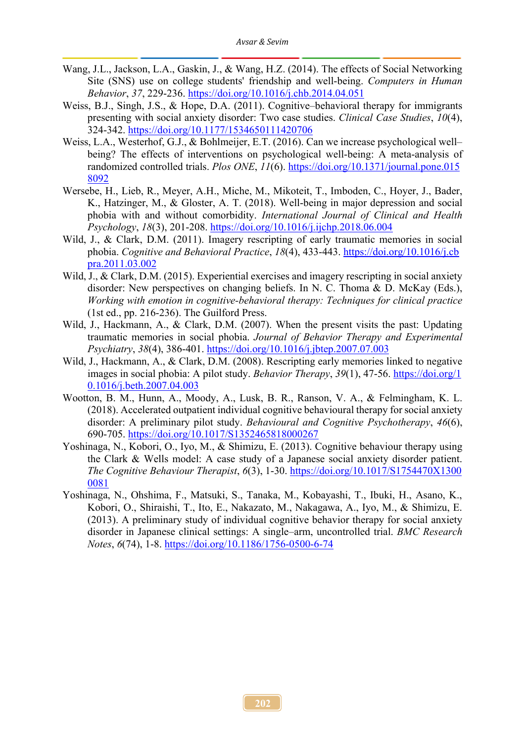Wang, J.L., Jackson, L.A., Gaskin, J., & Wang, H.Z. (2014). The effects of Social Networking Site (SNS) use on college students' friendship and well-being. *Computers in Human Behavior*, *37*, 229-236. https://doi.org/10.1016/j.chb.2014.04.051

Weiss, B.J., Singh, J.S., & Hope, D.A. (2011). Cognitive–behavioral therapy for immigrants presenting with social anxiety disorder: Two case studies. *Clinical Case Studies*, *10*(4), 324-342. https://doi.org/10.1177/1534650111420706

Weiss, L.A., Westerhof, G.J., & Bohlmeijer, E.T. (2016). Can we increase psychological well–being? The effects of interventions on psychological well-being: A meta-analysis of randomized controlled trials. *Plos ONE*, *11*(6). https://doi.org/10.1371/journal.pone.0158092

Wersebe, H., Lieb, R., Meyer, A.H., Miche, M., Mikoteit, T., Imboden, C., Hoyer, J., Bader, K., Hatzinger, M., & Gloster, A. T. (2018). Well-being in major depression and social phobia with and without comorbidity. *International Journal of Clinical and Health Psychology*, *18*(3), 201-208. https://doi.org/10.1016/j.ijchp.2018.06.004

Wild, J., & Clark, D.M. (2011). Imagery rescripting of early traumatic memories in social phobia. *Cognitive and Behavioral Practice*, *18*(4), 433-443. https://doi.org/10.1016/j.cbpra.2011.03.002

Wild, J., & Clark, D.M. (2015). Experiential exercises and imagery rescripting in social anxiety disorder: New perspectives on changing beliefs. In N. C. Thoma & D. McKay (Eds.), *Working with emotion in cognitive-behavioral therapy: Techniques for clinical practice* (1st ed., pp. 216-236). The Guilford Press.

Wild, J., Hackmann, A., & Clark, D.M. (2007). When the present visits the past: Updating traumatic memories. *Journal of Behavior Therapy and Experimental Psychiatry*, *38*(4), 386-401. https://doi.org/10.1016/j.jbtep.2007.07.003

Wild, J., Hackmann, A., & Clark, D.M. (2008). Rescripting early memories linked to negative images in social phobia: A pilot study. *Behavior Therapy*, *39*(1), 47-56. https://doi.org/10.1016/j.beth.2007.04.003

Wootton, B. M., Hunn, A., Moody, A., Lusk, B. R., Ranson, V. A., & Felmingham, K. L. (2018). Accelerated outpatient individual cognitive behavioural therapy for social anxiety disorder: A preliminary pilot study. *Behavioural and Cognitive Psychotherapy*, *46*(6), 690-705. https://doi.org/10.1017/S1352465818000267

Yoshinaga, N., Kobori, O., Iyo, M., & Shimizu, E. (2013). Cognitive behaviour therapy using the Clark & Wells model: A case study of a Japanese social anxiety disorder patient. *The Cognitive Behaviour Therapist*, *6*(3), 1-30. https://doi.org/10.1017/S1754470X13000081

Yoshinaga, N., Ohshima, F., Matsuki, S., Tanaka, M., Kobayashi, T., Ibuki, H., Asano, K., Kobori, O., Shiraishi, T., Ito, E., Nakazato, M., Nakagawa, A., Iyo, M., & Shimizu, E. (2013). A preliminary study of individual cognitive behavior therapy for social anxiety disorder in Japanese clinical settings: A single–arm, uncontrolled trial. *BMC Research Notes*, *6*(74), 1-8. https://doi.org/10.1186/1756-0500-6-74